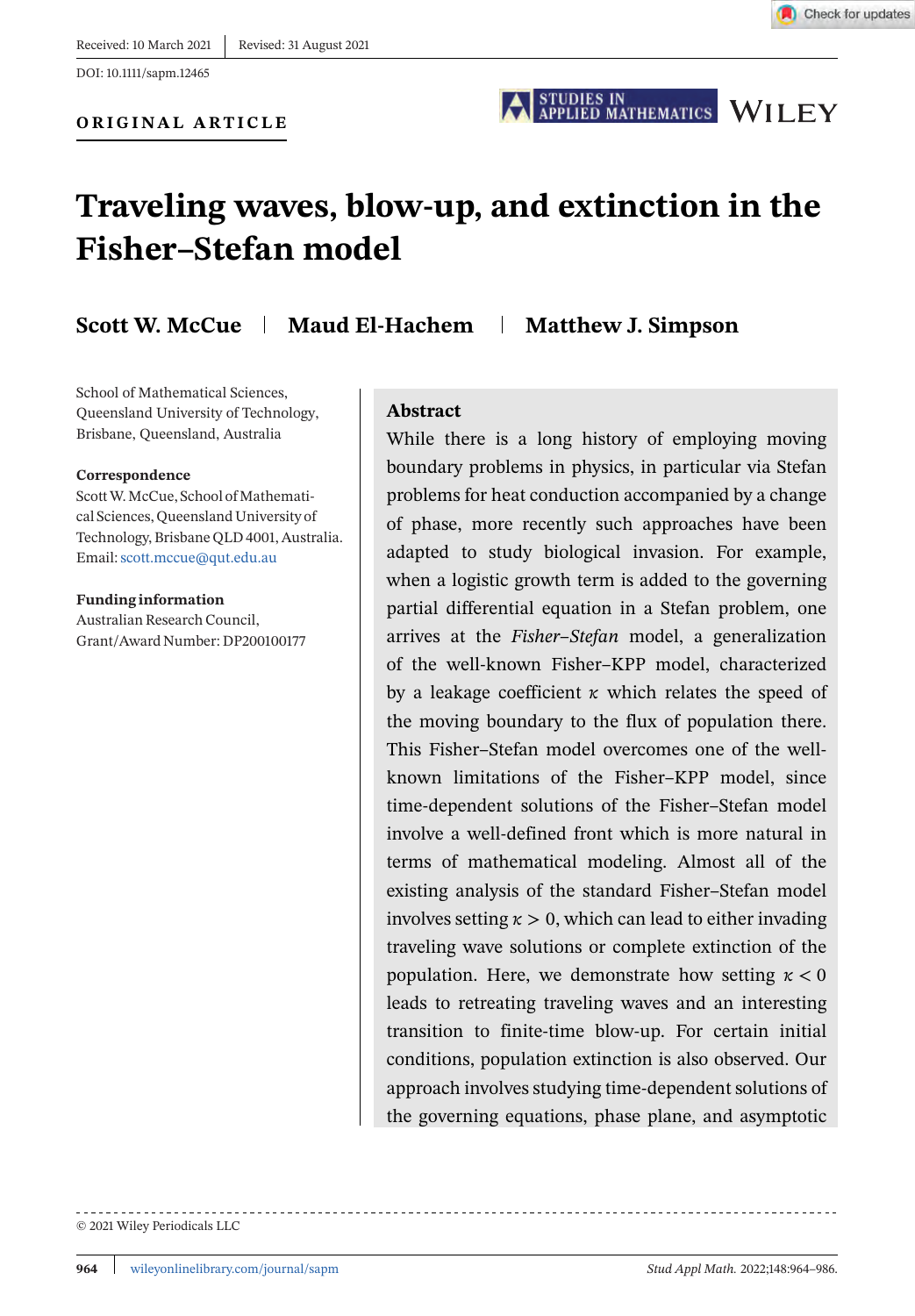Received: 10 March 2021 | Revised: 31 August 2021

DOI: 10.1111/sapm.12465

**ORIGINAL ARTICLE**

# Traveling waves, blow-up, and extinction in the Fisher–Stefan model

**Scott W. McCue** | **Maud El-Hachem** | **Matthew J. Simpson**

School of Mathematical Sciences, Queensland University of Technology, Brisbane, Queensland, Australia

**Correspondence**
Scott W. McCue, School of Mathematical Sciences, Queensland University of Technology, Brisbane QLD 4001, Australia.
Email: scott.mccue@qut.edu.au

**Funding information**
Australian Research Council, Grant/Award Number: DP200100177

## Abstract

While there is a long history of employing moving boundary problems in physics, in particular via Stefan problems for heat conduction accompanied by a change of phase, more recently such approaches have been adapted to study biological invasion. For example, when a logistic growth term is added to the governing partial differential equation in a Stefan problem, one arrives at the *Fisher–Stefan* model, a generalization of the well-known Fisher–KPP model, characterized by a leakage coefficient $\kappa$ which relates the speed of the moving boundary to the flux of population there. This Fisher–Stefan model overcomes one of the well-known limitations of the Fisher–KPP model, since time-dependent solutions of the Fisher–Stefan model involve a well-defined front which is more natural in terms of mathematical modeling. Almost all of the existing analysis of the standard Fisher–Stefan model involves setting $\kappa > 0$, which can lead to either invading traveling wave solutions or complete extinction of the population. Here, we demonstrate how setting $\kappa < 0$ leads to retreating traveling waves and an interesting transition to finite-time blow-up. For certain initial conditions, population extinction is also observed. Our approach involves studying time-dependent solutions of the governing equations, phase plane, and asymptotic

© 2021 Wiley Periodicals LLC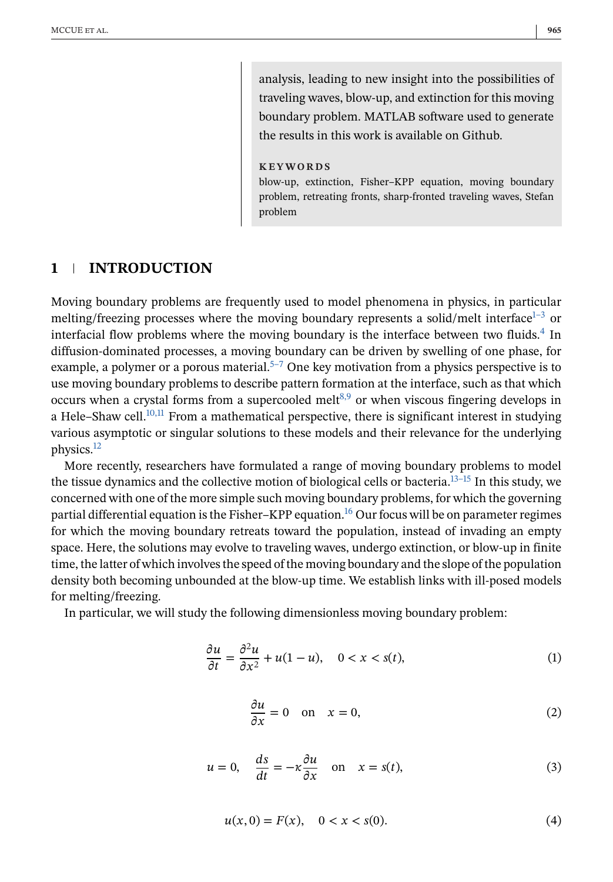analysis, leading to new insight into the possibilities of traveling waves, blow-up, and extinction for this moving boundary problem. MATLAB software used to generate the results in this work is available on Github.

**KEYWORDS**

blow-up, extinction, Fisher–KPP equation, moving boundary problem, retreating fronts, sharp-fronted traveling waves, Stefan problem

## 1 INTRODUCTION

Moving boundary problems are frequently used to model phenomena in physics, in particular melting/freezing processes where the moving boundary represents a solid/melt interface[1–3] or interfacial flow problems where the moving boundary is the interface between two fluids.[4] In diffusion-dominated processes, a moving boundary can be driven by swelling of one phase, for example, a polymer or a porous material.[5–7] One key motivation from a physics perspective is to use moving boundary problems to describe pattern formation at the interface, such as that which occurs when a crystal forms from a supercooled melt[8,9] or when viscous fingering develops in a Hele–Shaw cell.[10,11] From a mathematical perspective, there is significant interest in studying various asymptotic or singular solutions to these models and their relevance for the underlying physics.[12]

More recently, researchers have formulated a range of moving boundary problems to model the tissue dynamics and the collective motion of biological cells or bacteria.[13–15] In this study, we concerned with one of the more simple such moving boundary problems, for which the governing partial differential equation is the Fisher–KPP equation.[16] Our focus will be on parameter regimes for which the moving boundary retreats toward the population, instead of invading an empty space. Here, the solutions may evolve to traveling waves, undergo extinction, or blow-up in finite time, the latter of which involves the speed of the moving boundary and the slope of the population density both becoming unbounded at the blow-up time. We establish links with ill-posed models for melting/freezing.

In particular, we will study the following dimensionless moving boundary problem:

$$\frac{\partial u}{\partial t} = \frac{\partial^2 u}{\partial x^2} + u(1-u), \quad 0 < x < s(t), \tag{1}$$

$$\frac{\partial u}{\partial x} = 0 \quad \text{on} \quad x = 0, \tag{2}$$

$$u = 0, \quad \frac{ds}{dt} = -\kappa \frac{\partial u}{\partial x} \quad \text{on} \quad x = s(t), \tag{3}$$

$$u(x, 0) = F(x), \quad 0 < x < s(0). \tag{4}$$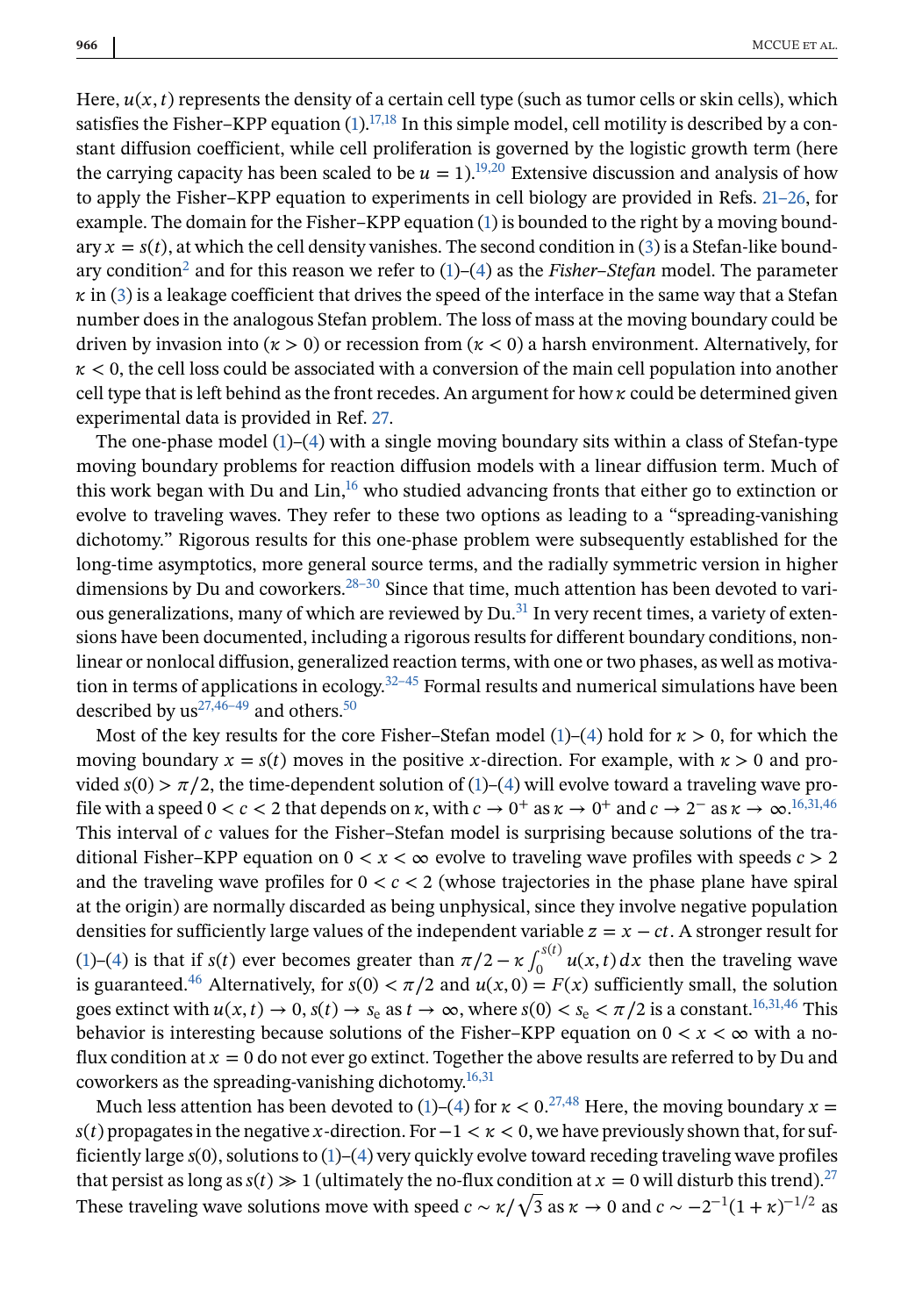Here, $u(x,t)$ represents the density of a certain cell type (such as tumor cells or skin cells), which satisfies the Fisher–KPP equation (1).[17,18] In this simple model, cell motility is described by a constant diffusion coefficient, while cell proliferation is governed by the logistic growth term (here the carrying capacity has been scaled to be $u = 1$).[19,20] Extensive discussion and analysis of how to apply the Fisher–KPP equation to experiments in cell biology are provided in Refs. 21–26, for example. The domain for the Fisher–KPP equation (1) is bounded to the right by a moving boundary $x = s(t)$, at which the cell density vanishes. The second condition in (3) is a Stefan-like boundary condition[2] and for this reason we refer to (1)–(4) as the *Fisher–Stefan* model. The parameter $\varkappa$ in (3) is a leakage coefficient that drives the speed of the interface in the same way that a Stefan number does in the analogous Stefan problem. The loss of mass at the moving boundary could be driven by invasion into ($\varkappa > 0$) or recession from ($\varkappa < 0$) a harsh environment. Alternatively, for $\varkappa < 0$, the cell loss could be associated with a conversion of the main cell population into another cell type that is left behind as the front recedes. An argument for how $\varkappa$ could be determined given experimental data is provided in Ref. 27.

The one-phase model (1)–(4) with a single moving boundary sits within a class of Stefan-type moving boundary problems for reaction diffusion models with a linear diffusion term. Much of this work began with Du and Lin,[16] who studied advancing fronts that either go to extinction or evolve to traveling waves. They refer to these two options as leading to a "spreading-vanishing dichotomy." Rigorous results for this one-phase problem were subsequently established for the long-time asymptotics, more general source terms, and the radially symmetric version in higher dimensions by Du and coworkers.[28–30] Since that time, much attention has been devoted to various generalizations, many of which are reviewed by Du.[31] In very recent times, a variety of extensions have been documented, including a rigorous results for different boundary conditions, nonlinear or nonlocal diffusion, generalized reaction terms, with one or two phases, as well as motivation in terms of applications in ecology.[32–45] Formal results and numerical simulations have been described by us[27,46–49] and others.[50]

Most of the key results for the core Fisher–Stefan model (1)–(4) hold for $\varkappa > 0$, for which the moving boundary $x = s(t)$ moves in the positive $x$-direction. For example, with $\varkappa > 0$ and provided $s(0) > \pi/2$, the time-dependent solution of (1)–(4) will evolve toward a traveling wave profile with a speed $0 < c < 2$ that depends on $\varkappa$, with $c \to 0^+$ as $\varkappa \to 0^+$ and $c \to 2^-$ as $\varkappa \to \infty$.[16,31,46] This interval of $c$ values for the Fisher–Stefan model is surprising because solutions of the traditional Fisher–KPP equation on $0 < x < \infty$ evolve to traveling wave profiles with speeds $c > 2$ and the traveling wave profiles for $0 < c < 2$ (whose trajectories in the phase plane have spiral at the origin) are normally discarded as being unphysical, since they involve negative population densities for sufficiently large values of the independent variable $z = x - ct$. A stronger result for (1)–(4) is that if $s(t)$ ever becomes greater than $\pi/2 - \varkappa \int_0^{s(t)} u(x,t)\,dx$ then the traveling wave is guaranteed.[46] Alternatively, for $s(0) < \pi/2$ and $u(x,0) = F(x)$ sufficiently small, the solution goes extinct with $u(x,t) \to 0$, $s(t) \to s_e$ as $t \to \infty$, where $s(0) < s_e < \pi/2$ is a constant.[16,31,46] This behavior is interesting because solutions of the Fisher–KPP equation on $0 < x < \infty$ with a no-flux condition at $x = 0$ do not ever go extinct. Together the above results are referred to by Du and coworkers as the spreading-vanishing dichotomy.[16,31]

Much less attention has been devoted to (1)–(4) for $\varkappa < 0$.[27,48] Here, the moving boundary $x = s(t)$ propagates in the negative $x$-direction. For $-1 < \varkappa < 0$, we have previously shown that, for sufficiently large $s(0)$, solutions to (1)–(4) very quickly evolve toward receding traveling wave profiles that persist as long as $s(t) \gg 1$ (ultimately the no-flux condition at $x = 0$ will disturb this trend).[27] These traveling wave solutions move with speed $c \sim \varkappa/\sqrt{3}$ as $\varkappa \to 0$ and $c \sim -2^{-1}(1+\varkappa)^{-1/2}$ as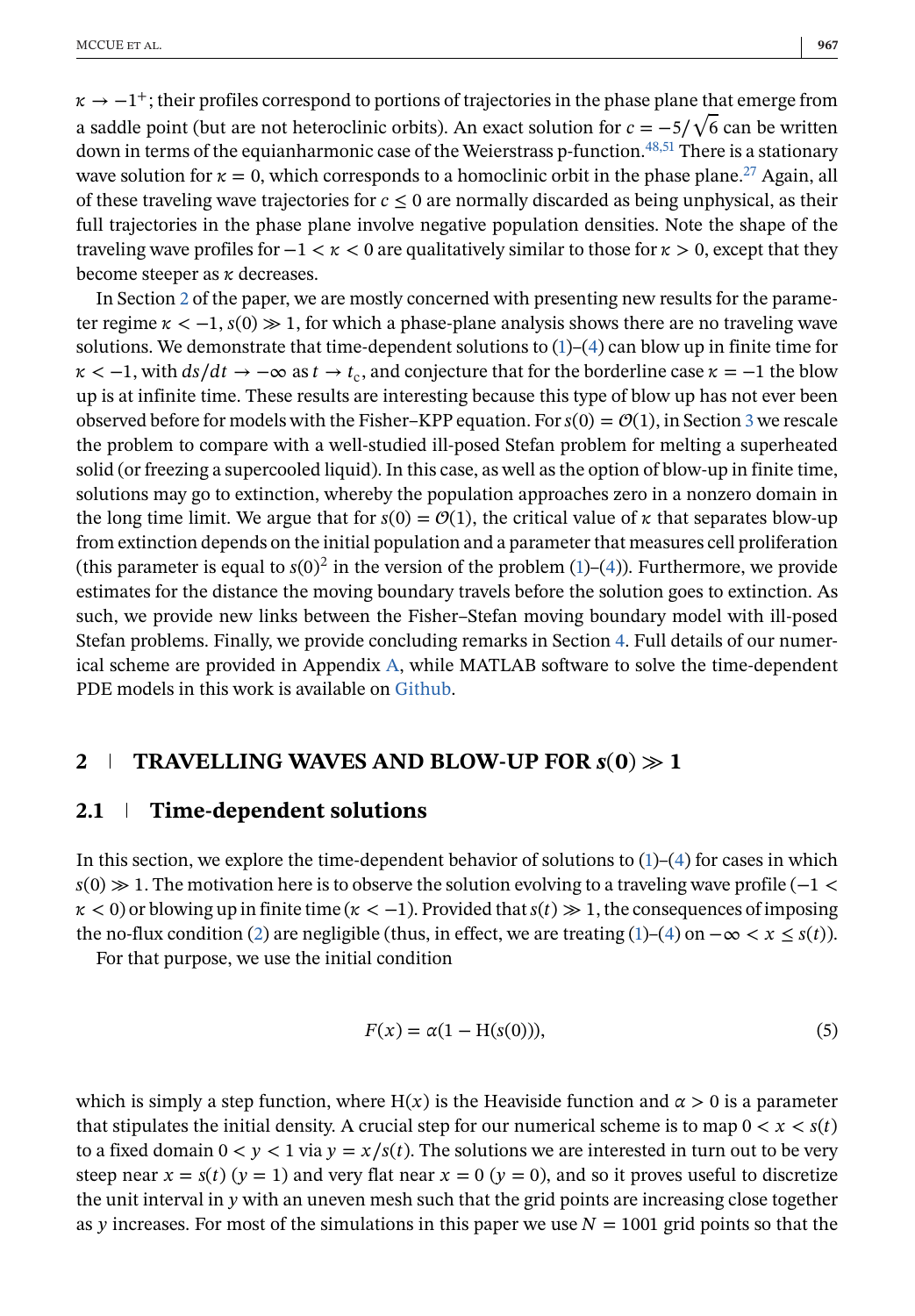$\kappa \to -1^+$; their profiles correspond to portions of trajectories in the phase plane that emerge from a saddle point (but are not heteroclinic orbits). An exact solution for $c = -5/\sqrt{6}$ can be written down in terms of the equianharmonic case of the Weierstrass p-function.[48,51] There is a stationary wave solution for $\kappa = 0$, which corresponds to a homoclinic orbit in the phase plane.[27] Again, all of these traveling wave trajectories for $c \leq 0$ are normally discarded as being unphysical, as their full trajectories in the phase plane involve negative population densities. Note the shape of the traveling wave profiles for $-1 < \kappa < 0$ are qualitatively similar to those for $\kappa > 0$, except that they become steeper as $\kappa$ decreases.

In Section 2 of the paper, we are mostly concerned with presenting new results for the parameter regime $\kappa < -1$, $s(0) \gg 1$, for which a phase-plane analysis shows there are no traveling wave solutions. We demonstrate that time-dependent solutions to (1)–(4) can blow up in finite time for $\kappa < -1$, with $ds/dt \to -\infty$ as $t \to t_c$, and conjecture that for the borderline case $\kappa = -1$ the blow up is at infinite time. These results are interesting because this type of blow up has not ever been observed before for models with the Fisher–KPP equation. For $s(0) = \mathcal{O}(1)$, in Section 3 we rescale the problem to compare with a well-studied ill-posed Stefan problem for melting a superheated solid (or freezing a supercooled liquid). In this case, as well as the option of blow-up in finite time, solutions may go to extinction, whereby the population approaches zero in a nonzero domain in the long time limit. We argue that for $s(0) = \mathcal{O}(1)$, the critical value of $\kappa$ that separates blow-up from extinction depends on the initial population and a parameter that measures cell proliferation (this parameter is equal to $s(0)^2$ in the version of the problem (1)–(4)). Furthermore, we provide estimates for the distance the moving boundary travels before the solution goes to extinction. As such, we provide new links between the Fisher–Stefan moving boundary model with ill-posed Stefan problems. Finally, we provide concluding remarks in Section 4. Full details of our numerical scheme are provided in Appendix A, while MATLAB software to solve the time-dependent PDE models in this work is available on Github.

## 2 | TRAVELLING WAVES AND BLOW-UP FOR $s(0) \gg 1$

### 2.1 | Time-dependent solutions

In this section, we explore the time-dependent behavior of solutions to (1)–(4) for cases in which $s(0) \gg 1$. The motivation here is to observe the solution evolving to a traveling wave profile ($-1 < \kappa < 0$) or blowing up in finite time ($\kappa < -1$). Provided that $s(t) \gg 1$, the consequences of imposing the no-flux condition (2) are negligible (thus, in effect, we are treating (1)–(4) on $-\infty < x \leq s(t)$).

For that purpose, we use the initial condition

$$F(x) = \alpha(1 - \mathrm{H}(s(0))), \tag{5}$$

which is simply a step function, where $\mathrm{H}(x)$ is the Heaviside function and $\alpha > 0$ is a parameter that stipulates the initial density. A crucial step for our numerical scheme is to map $0 < x < s(t)$ to a fixed domain $0 < y < 1$ via $y = x/s(t)$. The solutions we are interested in turn out to be very steep near $x = s(t)$ ($y = 1$) and very flat near $x = 0$ ($y = 0$), and so it proves useful to discretize the unit interval in $y$ with an uneven mesh such that the grid points are increasing close together as $y$ increases. For most of the simulations in this paper we use $N = 1001$ grid points so that the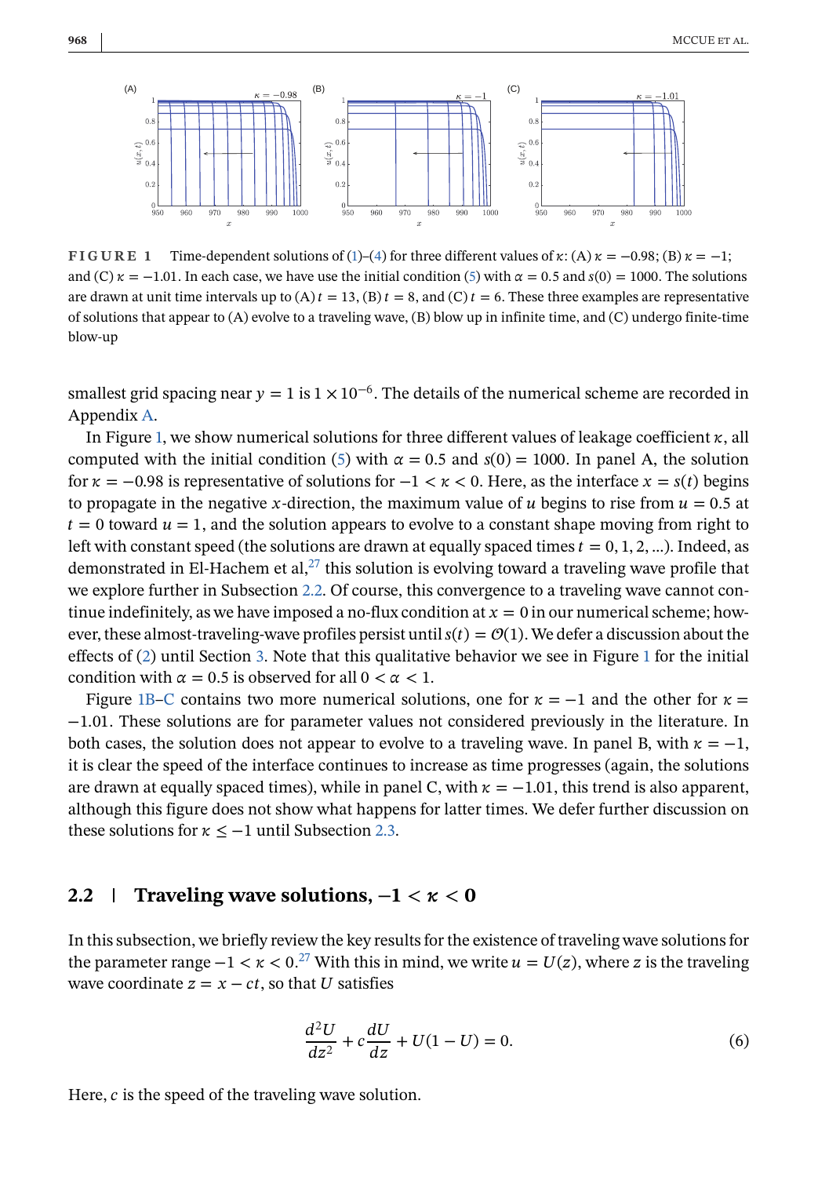**FIGURE 1** Time-dependent solutions of (1)–(4) for three different values of $\varkappa$: (A) $\varkappa = -0.98$; (B) $\varkappa = -1$; and (C) $\varkappa = -1.01$. In each case, we have use the initial condition (5) with $\alpha = 0.5$ and $s(0) = 1000$. The solutions are drawn at unit time intervals up to (A) $t = 13$, (B) $t = 8$, and (C) $t = 6$. These three examples are representative of solutions that appear to (A) evolve to a traveling wave, (B) blow up in infinite time, and (C) undergo finite-time blow-up

smallest grid spacing near $y = 1$ is $1 \times 10^{-6}$. The details of the numerical scheme are recorded in Appendix A.

In Figure 1, we show numerical solutions for three different values of leakage coefficient $\varkappa$, all computed with the initial condition (5) with $\alpha = 0.5$ and $s(0) = 1000$. In panel A, the solution for $\varkappa = -0.98$ is representative of solutions for $-1 < \varkappa < 0$. Here, as the interface $x = s(t)$ begins to propagate in the negative $x$-direction, the maximum value of $u$ begins to rise from $u = 0.5$ at $t = 0$ toward $u = 1$, and the solution appears to evolve to a constant shape moving from right to left with constant speed (the solutions are drawn at equally spaced times $t = 0, 1, 2, \ldots$). Indeed, as demonstrated in El-Hachem et al,[27] this solution is evolving toward a traveling wave profile that we explore further in Subsection 2.2. Of course, this convergence to a traveling wave cannot continue indefinitely, as we have imposed a no-flux condition at $x = 0$ in our numerical scheme; however, these almost-traveling-wave profiles persist until $s(t) = \mathcal{O}(1)$. We defer a discussion about the effects of (2) until Section 3. Note that this qualitative behavior we see in Figure 1 for the initial condition with $\alpha = 0.5$ is observed for all $0 < \alpha < 1$.

Figure 1B–C contains two more numerical solutions, one for $\varkappa = -1$ and the other for $\varkappa = -1.01$. These solutions are for parameter values not considered previously in the literature. In both cases, the solution does not appear to evolve to a traveling wave. In panel B, with $\varkappa = -1$, it is clear the speed of the interface continues to increase as time progresses (again, the solutions are drawn at equally spaced times), while in panel C, with $\varkappa = -1.01$, this trend is also apparent, although this figure does not show what happens for latter times. We defer further discussion on these solutions for $\varkappa \leq -1$ until Subsection 2.3.

## 2.2 | Traveling wave solutions, $-1 < \varkappa < 0$

In this subsection, we briefly review the key results for the existence of traveling wave solutions for the parameter range $-1 < \varkappa < 0$.[27] With this in mind, we write $u = U(z)$, where $z$ is the traveling wave coordinate $z = x - ct$, so that $U$ satisfies

$$\frac{d^2U}{dz^2} + c\frac{dU}{dz} + U(1 - U) = 0. \tag{6}$$

Here, $c$ is the speed of the traveling wave solution.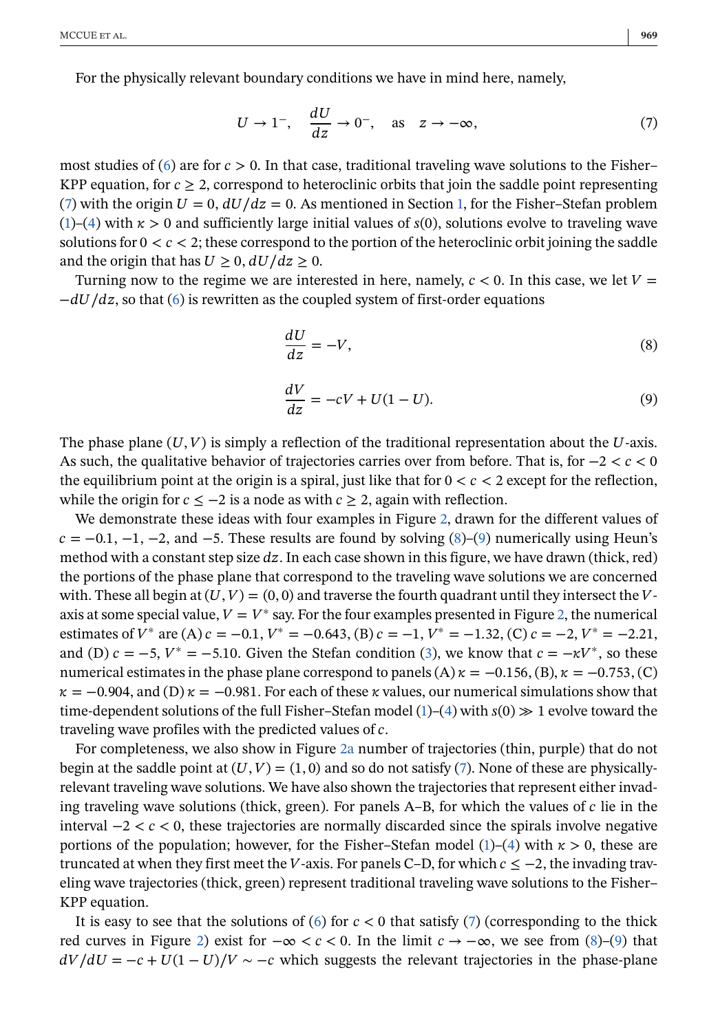For the physically relevant boundary conditions we have in mind here, namely,

$$U \to 1^-, \quad \frac{dU}{dz} \to 0^-, \quad \text{as} \quad z \to -\infty, \tag{7}$$

most studies of (6) are for $c > 0$. In that case, traditional traveling wave solutions to the Fisher–KPP equation, for $c \geq 2$, correspond to heteroclinic orbits that join the saddle point representing (7) with the origin $U = 0$, $dU/dz = 0$. As mentioned in Section 1, for the Fisher–Stefan problem (1)–(4) with $\kappa > 0$ and sufficiently large initial values of $s(0)$, solutions evolve to traveling wave solutions for $0 < c < 2$; these correspond to the portion of the heteroclinic orbit joining the saddle and the origin that has $U \geq 0$, $dU/dz \geq 0$.

Turning now to the regime we are interested in here, namely, $c < 0$. In this case, we let $V = -dU/dz$, so that (6) is rewritten as the coupled system of first-order equations

$$\frac{dU}{dz} = -V, \tag{8}$$

$$\frac{dV}{dz} = -cV + U(1-U). \tag{9}$$

The phase plane $(U, V)$ is simply a reflection of the traditional representation about the $U$-axis. As such, the qualitative behavior of trajectories carries over from before. That is, for $-2 < c < 0$ the equilibrium point at the origin is a spiral, just like that for $0 < c < 2$ except for the reflection, while the origin for $c \leq -2$ is a node as with $c \geq 2$, again with reflection.

We demonstrate these ideas with four examples in Figure 2, drawn for the different values of $c = -0.1$, $-1$, $-2$, and $-5$. These results are found by solving (8)–(9) numerically using Heun's method with a constant step size $dz$. In each case shown in this figure, we have drawn (thick, red) the portions of the phase plane that correspond to the traveling wave solutions we are concerned with. These all begin at $(U, V) = (0, 0)$ and traverse the fourth quadrant until they intersect the $V$-axis at some special value, $V = V^*$ say. For the four examples presented in Figure 2, the numerical estimates of $V^*$ are (A) $c = -0.1$, $V^* = -0.643$, (B) $c = -1$, $V^* = -1.32$, (C) $c = -2$, $V^* = -2.21$, and (D) $c = -5$, $V^* = -5.10$. Given the Stefan condition (3), we know that $c = -\kappa V^*$, so these numerical estimates in the phase plane correspond to panels (A) $\kappa = -0.156$, (B), $\kappa = -0.753$, (C) $\kappa = -0.904$, and (D) $\kappa = -0.981$. For each of these $\kappa$ values, our numerical simulations show that time-dependent solutions of the full Fisher–Stefan model (1)–(4) with $s(0) \gg 1$ evolve toward the traveling wave profiles with the predicted values of $c$.

For completeness, we also show in Figure 2a number of trajectories (thin, purple) that do not begin at the saddle point at $(U, V) = (1, 0)$ and so do not satisfy (7). None of these are physically-relevant traveling wave solutions. We have also shown the trajectories that represent either invading traveling wave solutions (thick, green). For panels A–B, for which the values of $c$ lie in the interval $-2 < c < 0$, these trajectories are normally discarded since the spirals involve negative portions of the population; however, for the Fisher–Stefan model (1)–(4) with $\kappa > 0$, these are truncated at when they first meet the $V$-axis. For panels C–D, for which $c \leq -2$, the invading traveling wave trajectories (thick, green) represent traditional traveling wave solutions to the Fisher–KPP equation.

It is easy to see that the solutions of (6) for $c < 0$ that satisfy (7) (corresponding to the thick red curves in Figure 2) exist for $-\infty < c < 0$. In the limit $c \to -\infty$, we see from (8)–(9) that $dV/dU = -c + U(1-U)/V \sim -c$ which suggests the relevant trajectories in the phase-plane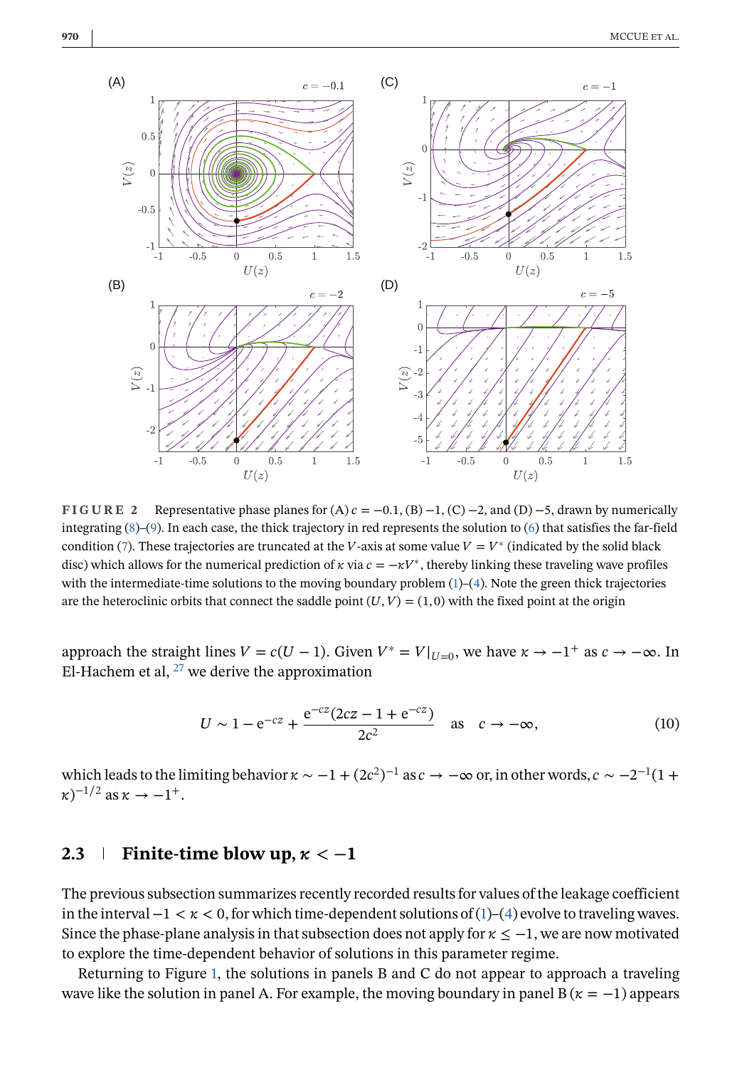**FIGURE 2** Representative phase planes for (A) $c = -0.1$, (B) $-1$, (C) $-2$, and (D) $-5$, drawn by numerically integrating (8)–(9). In each case, the thick trajectory in red represents the solution to (6) that satisfies the far-field condition (7). These trajectories are truncated at the $V$-axis at some value $V = V^*$ (indicated by the solid black disc) which allows for the numerical prediction of $\varkappa$ via $c = -\varkappa V^*$, thereby linking these traveling wave profiles with the intermediate-time solutions to the moving boundary problem (1)–(4). Note the green thick trajectories are the heteroclinic orbits that connect the saddle point $(U, V) = (1, 0)$ with the fixed point at the origin

approach the straight lines $V = c(U - 1)$. Given $V^* = V|_{U=0}$, we have $\varkappa \to -1^+$ as $c \to -\infty$. In El-Hachem et al, [27] we derive the approximation

$$U \sim 1 - \mathrm{e}^{-cz} + \frac{\mathrm{e}^{-cz}(2cz - 1 + \mathrm{e}^{-cz})}{2c^2} \quad \text{as} \quad c \to -\infty, \tag{10}$$

which leads to the limiting behavior $\varkappa \sim -1 + (2c^2)^{-1}$ as $c \to -\infty$ or, in other words, $c \sim -2^{-1}(1 + \varkappa)^{-1/2}$ as $\varkappa \to -1^+$.

## 2.3 Finite-time blow up, $\varkappa < -1$

The previous subsection summarizes recently recorded results for values of the leakage coefficient in the interval $-1 < \varkappa < 0$, for which time-dependent solutions of (1)–(4) evolve to traveling waves. Since the phase-plane analysis in that subsection does not apply for $\varkappa \leq -1$, we are now motivated to explore the time-dependent behavior of solutions in this parameter regime.

Returning to Figure 1, the solutions in panels B and C do not appear to approach a traveling wave like the solution in panel A. For example, the moving boundary in panel B ($\varkappa = -1$) appears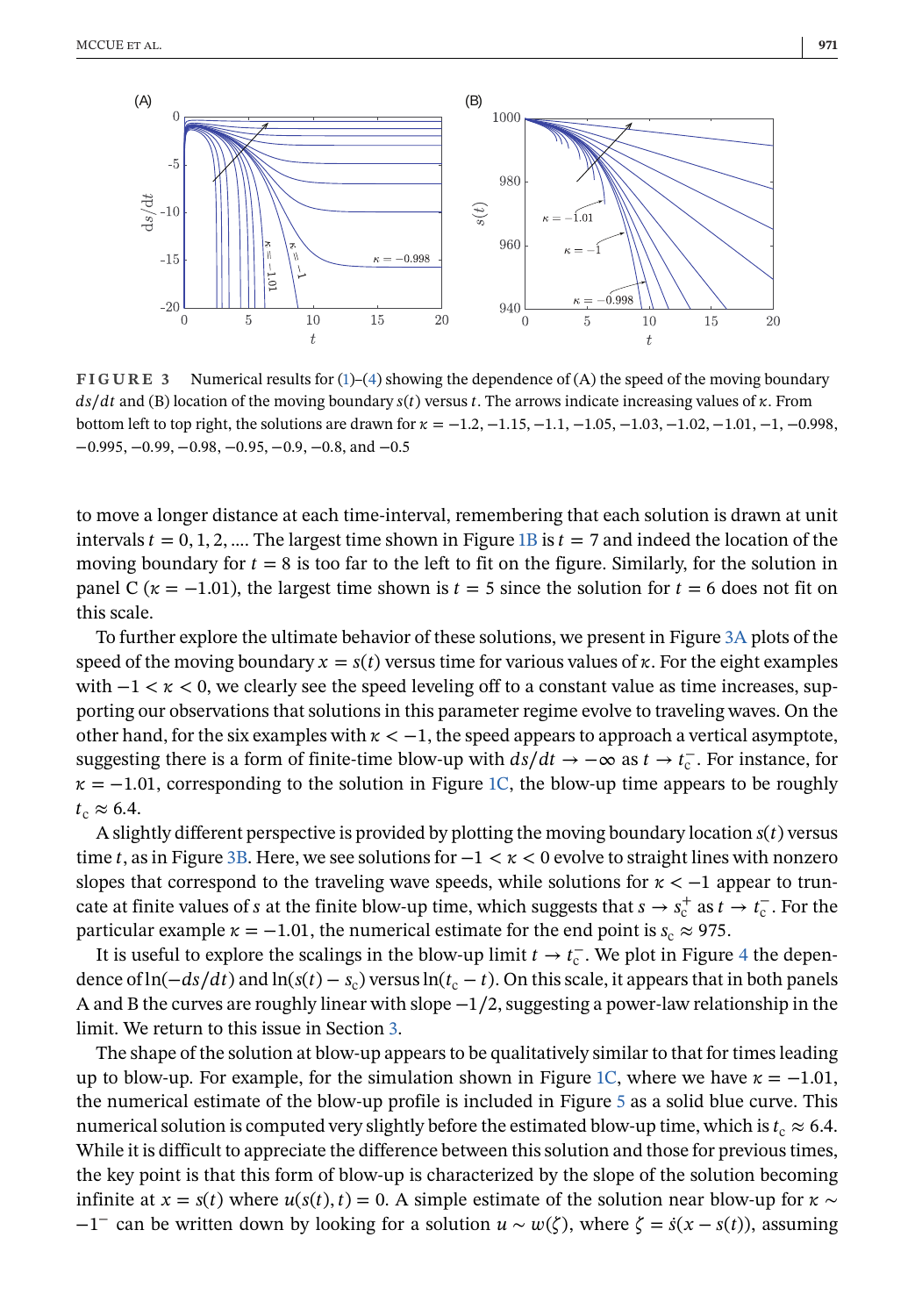**FIGURE 3** Numerical results for (1)–(4) showing the dependence of (A) the speed of the moving boundary $ds/dt$ and (B) location of the moving boundary $s(t)$ versus $t$. The arrows indicate increasing values of $\varkappa$. From bottom left to top right, the solutions are drawn for $\varkappa = -1.2, -1.15, -1.1, -1.05, -1.03, -1.02, -1.01, -1, -0.998, -0.995, -0.99, -0.98, -0.95, -0.9, -0.8$, and $-0.5$

to move a longer distance at each time-interval, remembering that each solution is drawn at unit intervals $t = 0, 1, 2, \ldots$. The largest time shown in Figure 1B is $t = 7$ and indeed the location of the moving boundary for $t = 8$ is too far to the left to fit on the figure. Similarly, for the solution in panel C ($\varkappa = -1.01$), the largest time shown is $t = 5$ since the solution for $t = 6$ does not fit on this scale.

To further explore the ultimate behavior of these solutions, we present in Figure 3A plots of the speed of the moving boundary $x = s(t)$ versus time for various values of $\varkappa$. For the eight examples with $-1 < \varkappa < 0$, we clearly see the speed leveling off to a constant value as time increases, supporting our observations that solutions in this parameter regime evolve to traveling waves. On the other hand, for the six examples with $\varkappa < -1$, the speed appears to approach a vertical asymptote, suggesting there is a form of finite-time blow-up with $ds/dt \to -\infty$ as $t \to t_c^-$. For instance, for $\varkappa = -1.01$, corresponding to the solution in Figure 1C, the blow-up time appears to be roughly $t_c \approx 6.4$.

A slightly different perspective is provided by plotting the moving boundary location $s(t)$ versus time $t$, as in Figure 3B. Here, we see solutions for $-1 < \varkappa < 0$ evolve to straight lines with nonzero slopes that correspond to the traveling wave speeds, while solutions for $\varkappa < -1$ appear to truncate at finite values of $s$ at the finite blow-up time, which suggests that $s \to s_c^+$ as $t \to t_c^-$. For the particular example $\varkappa = -1.01$, the numerical estimate for the end point is $s_c \approx 975$.

It is useful to explore the scalings in the blow-up limit $t \to t_c^-$. We plot in Figure 4 the dependence of $\ln(-ds/dt)$ and $\ln(s(t) - s_c)$ versus $\ln(t_c - t)$. On this scale, it appears that in both panels A and B the curves are roughly linear with slope $-1/2$, suggesting a power-law relationship in the limit. We return to this issue in Section 3.

The shape of the solution at blow-up appears to be qualitatively similar to that for times leading up to blow-up. For example, for the simulation shown in Figure 1C, where we have $\varkappa = -1.01$, the numerical estimate of the blow-up profile is included in Figure 5 as a solid blue curve. This numerical solution is computed very slightly before the estimated blow-up time, which is $t_c \approx 6.4$. While it is difficult to appreciate the difference between this solution and those for previous times, the key point is that this form of blow-up is characterized by the slope of the solution becoming infinite at $x = s(t)$ where $u(s(t), t) = 0$. A simple estimate of the solution near blow-up for $\varkappa \sim -1^-$ can be written down by looking for a solution $u \sim w(\zeta)$, where $\zeta = \dot{s}(x - s(t))$, assuming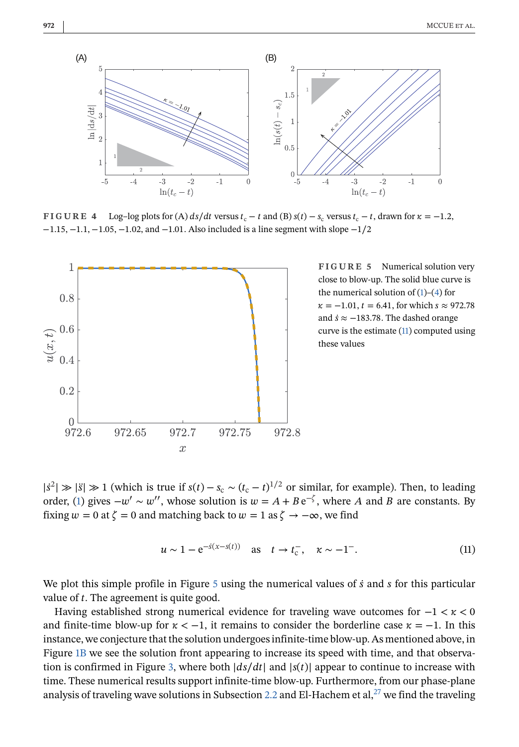**FIGURE 4** Log–log plots for (A) $ds/dt$ versus $t_c - t$ and (B) $s(t) - s_c$ versus $t_c - t$, drawn for $\varkappa = -1.2$, $-1.15, -1.1, -1.05, -1.02$, and $-1.01$. Also included is a line segment with slope $-1/2$

**FIGURE 5** Numerical solution very close to blow-up. The solid blue curve is the numerical solution of (1)–(4) for $\varkappa = -1.01$, $t = 6.41$, for which $s \approx 972.78$ and $\dot{s} \approx -183.78$. The dashed orange curve is the estimate (11) computed using these values

$|\dot{s}^2| \gg |\ddot{s}| \gg 1$ (which is true if $s(t) - s_c \sim (t_c - t)^{1/2}$ or similar, for example). Then, to leading order, (1) gives $-w' \sim w''$, whose solution is $w = A + B\,\mathrm{e}^{-\zeta}$, where $A$ and $B$ are constants. By fixing $w = 0$ at $\zeta = 0$ and matching back to $w = 1$ as $\zeta \to -\infty$, we find

$$u \sim 1 - \mathrm{e}^{-\dot{s}(x - s(t))} \quad \text{as} \quad t \to t_c^-, \quad \varkappa \sim -1^-. \tag{11}$$

We plot this simple profile in Figure 5 using the numerical values of $\dot{s}$ and $s$ for this particular value of $t$. The agreement is quite good.

Having established strong numerical evidence for traveling wave outcomes for $-1 < \varkappa < 0$ and finite-time blow-up for $\varkappa < -1$, it remains to consider the borderline case $\varkappa = -1$. In this instance, we conjecture that the solution undergoes infinite-time blow-up. As mentioned above, in Figure 1B we see the solution front appearing to increase its speed with time, and that observation is confirmed in Figure 3, where both $|ds/dt|$ and $|s(t)|$ appear to continue to increase with time. These numerical results support infinite-time blow-up. Furthermore, from our phase-plane analysis of traveling wave solutions in Subsection 2.2 and El-Hachem et al,[27] we find the traveling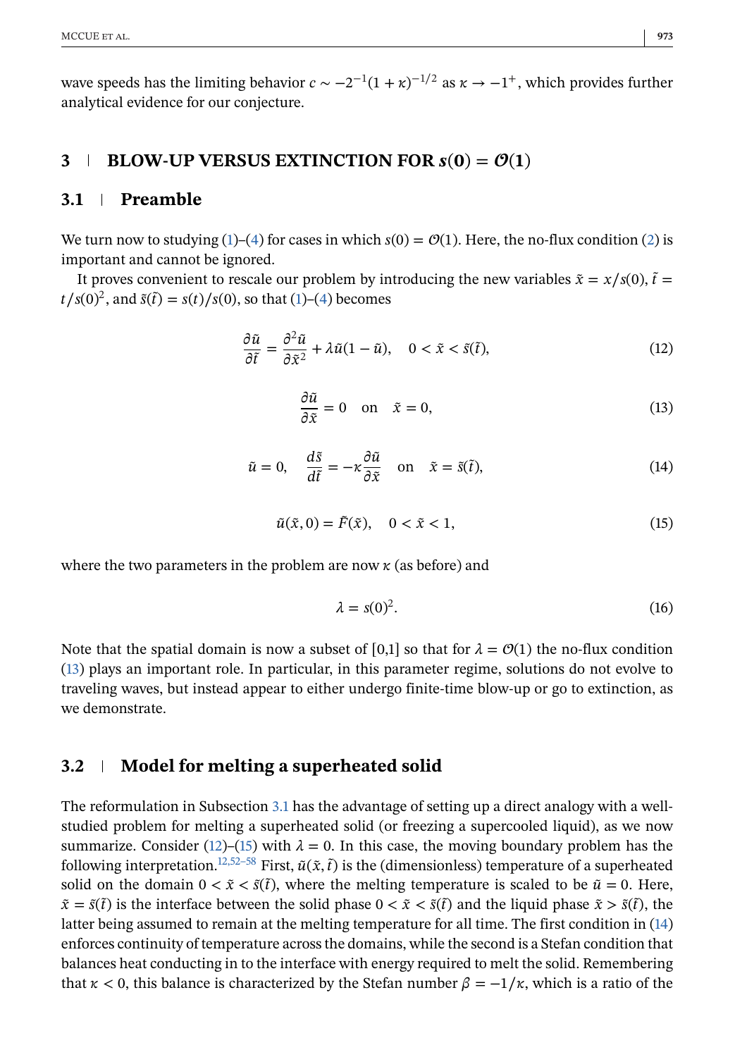wave speeds has the limiting behavior $c \sim -2^{-1}(1+\kappa)^{-1/2}$ as $\kappa \to -1^+$, which provides further analytical evidence for our conjecture.

## 3 | BLOW-UP VERSUS EXTINCTION FOR $s(0) = \mathcal{O}(1)$

### 3.1 | Preamble

We turn now to studying (1)–(4) for cases in which $s(0) = \mathcal{O}(1)$. Here, the no-flux condition (2) is important and cannot be ignored.

It proves convenient to rescale our problem by introducing the new variables $\tilde{x} = x/s(0)$, $\tilde{t} = t/s(0)^2$, and $\tilde{s}(\tilde{t}) = s(t)/s(0)$, so that (1)–(4) becomes

$$\frac{\partial \tilde{u}}{\partial \tilde{t}} = \frac{\partial^2 \tilde{u}}{\partial \tilde{x}^2} + \lambda \tilde{u}(1-\tilde{u}), \quad 0 < \tilde{x} < \tilde{s}(\tilde{t}), \tag{12}$$

$$\frac{\partial \tilde{u}}{\partial \tilde{x}} = 0 \quad \text{on} \quad \tilde{x} = 0, \tag{13}$$

$$\tilde{u} = 0, \quad \frac{d\tilde{s}}{d\tilde{t}} = -\kappa \frac{\partial \tilde{u}}{\partial \tilde{x}} \quad \text{on} \quad \tilde{x} = \tilde{s}(\tilde{t}), \tag{14}$$

$$\tilde{u}(\tilde{x}, 0) = \tilde{F}(\tilde{x}), \quad 0 < \tilde{x} < 1, \tag{15}$$

where the two parameters in the problem are now $\kappa$ (as before) and

$$\lambda = s(0)^2. \tag{16}$$

Note that the spatial domain is now a subset of [0,1] so that for $\lambda = \mathcal{O}(1)$ the no-flux condition (13) plays an important role. In particular, in this parameter regime, solutions do not evolve to traveling waves, but instead appear to either undergo finite-time blow-up or go to extinction, as we demonstrate.

### 3.2 | Model for melting a superheated solid

The reformulation in Subsection 3.1 has the advantage of setting up a direct analogy with a well-studied problem for melting a superheated solid (or freezing a supercooled liquid), as we now summarize. Consider (12)–(15) with $\lambda = 0$. In this case, the moving boundary problem has the following interpretation.[12,52–58] First, $\tilde{u}(\tilde{x}, \tilde{t})$ is the (dimensionless) temperature of a superheated solid on the domain $0 < \tilde{x} < \tilde{s}(\tilde{t})$, where the melting temperature is scaled to be $\tilde{u} = 0$. Here, $\tilde{x} = \tilde{s}(\tilde{t})$ is the interface between the solid phase $0 < \tilde{x} < \tilde{s}(\tilde{t})$ and the liquid phase $\tilde{x} > \tilde{s}(\tilde{t})$, the latter being assumed to remain at the melting temperature for all time. The first condition in (14) enforces continuity of temperature across the domains, while the second is a Stefan condition that balances heat conducting in to the interface with energy required to melt the solid. Remembering that $\kappa < 0$, this balance is characterized by the Stefan number $\beta = -1/\kappa$, which is a ratio of the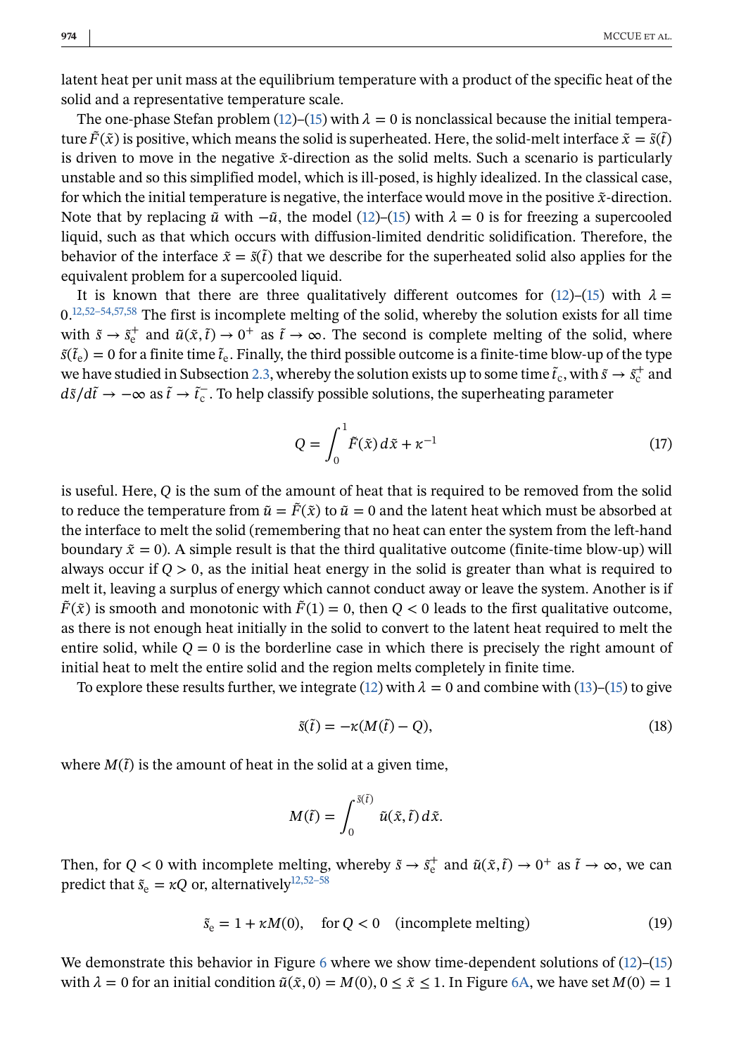latent heat per unit mass at the equilibrium temperature with a product of the specific heat of the solid and a representative temperature scale.

The one-phase Stefan problem (12)–(15) with $\lambda = 0$ is nonclassical because the initial temperature $\tilde{F}(\tilde{x})$ is positive, which means the solid is superheated. Here, the solid-melt interface $\tilde{x} = \tilde{s}(\tilde{t})$ is driven to move in the negative $\tilde{x}$-direction as the solid melts. Such a scenario is particularly unstable and so this simplified model, which is ill-posed, is highly idealized. In the classical case, for which the initial temperature is negative, the interface would move in the positive $\tilde{x}$-direction. Note that by replacing $\tilde{u}$ with $-\tilde{u}$, the model (12)–(15) with $\lambda = 0$ is for freezing a supercooled liquid, such as that which occurs with diffusion-limited dendritic solidification. Therefore, the behavior of the interface $\tilde{x} = \tilde{s}(\tilde{t})$ that we describe for the superheated solid also applies for the equivalent problem for a supercooled liquid.

It is known that there are three qualitatively different outcomes for (12)–(15) with $\lambda = 0$.[12,52–54,57,58] The first is incomplete melting of the solid, whereby the solution exists for all time with $\tilde{s} \to \tilde{s}_e^+$ and $\tilde{u}(\tilde{x}, \tilde{t}) \to 0^+$ as $\tilde{t} \to \infty$. The second is complete melting of the solid, where $\tilde{s}(\tilde{t}_e) = 0$ for a finite time $\tilde{t}_e$. Finally, the third possible outcome is a finite-time blow-up of the type we have studied in Subsection 2.3, whereby the solution exists up to some time $\tilde{t}_c$, with $\tilde{s} \to \tilde{s}_c^+$ and $d\tilde{s}/d\tilde{t} \to -\infty$ as $\tilde{t} \to \tilde{t}_c^-$. To help classify possible solutions, the superheating parameter

$$Q = \int_0^1 \tilde{F}(\tilde{x})\, d\tilde{x} + \kappa^{-1} \tag{17}$$

is useful. Here, $Q$ is the sum of the amount of heat that is required to be removed from the solid to reduce the temperature from $\tilde{u} = \tilde{F}(\tilde{x})$ to $\tilde{u} = 0$ and the latent heat which must be absorbed at the interface to melt the solid (remembering that no heat can enter the system from the left-hand boundary $\tilde{x} = 0$). A simple result is that the third qualitative outcome (finite-time blow-up) will always occur if $Q > 0$, as the initial heat energy in the solid is greater than what is required to melt it, leaving a surplus of energy which cannot conduct away or leave the system. Another is if $\tilde{F}(\tilde{x})$ is smooth and monotonic with $\tilde{F}(1) = 0$, then $Q < 0$ leads to the first qualitative outcome, as there is not enough heat initially in the solid to convert to the latent heat required to melt the entire solid, while $Q = 0$ is the borderline case in which there is precisely the right amount of initial heat to melt the entire solid and the region melts completely in finite time.

To explore these results further, we integrate (12) with $\lambda = 0$ and combine with (13)–(15) to give

$$\tilde{s}(\tilde{t}) = -\kappa(M(\tilde{t}) - Q), \tag{18}$$

where $M(\tilde{t})$ is the amount of heat in the solid at a given time,

$$M(\tilde{t}) = \int_0^{\tilde{s}(\tilde{t})} \tilde{u}(\tilde{x}, \tilde{t})\, d\tilde{x}.$$

Then, for $Q < 0$ with incomplete melting, whereby $\tilde{s} \to \tilde{s}_e^+$ and $\tilde{u}(\tilde{x}, \tilde{t}) \to 0^+$ as $\tilde{t} \to \infty$, we can predict that $\tilde{s}_e = \kappa Q$ or, alternatively[12,52–58]

$$\tilde{s}_e = 1 + \kappa M(0), \quad \text{for } Q < 0 \quad \text{(incomplete melting)} \tag{19}$$

We demonstrate this behavior in Figure 6 where we show time-dependent solutions of (12)–(15) with $\lambda = 0$ for an initial condition $\tilde{u}(\tilde{x}, 0) = M(0)$, $0 \le \tilde{x} \le 1$. In Figure 6A, we have set $M(0) = 1$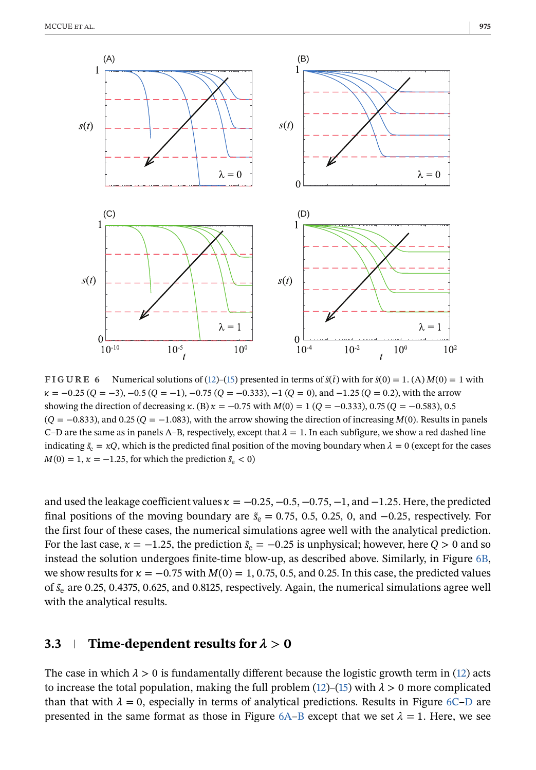**FIGURE 6** Numerical solutions of (12)–(15) presented in terms of $\tilde{s}(\tilde{t})$ with for $\tilde{s}(0) = 1$. (A) $M(0) = 1$ with $\kappa = -0.25$ ($Q = -3$), $-0.5$ ($Q = -1$), $-0.75$ ($Q = -0.333$), $-1$ ($Q = 0$), and $-1.25$ ($Q = 0.2$), with the arrow showing the direction of decreasing $\kappa$. (B) $\kappa = -0.75$ with $M(0) = 1$ ($Q = -0.333$), $0.75$ ($Q = -0.583$), $0.5$ ($Q = -0.833$), and $0.25$ ($Q = -1.083$), with the arrow showing the direction of increasing $M(0)$. Results in panels C–D are the same as in panels A–B, respectively, except that $\lambda = 1$. In each subfigure, we show a red dashed line indicating $\tilde{s}_e = \kappa Q$, which is the predicted final position of the moving boundary when $\lambda = 0$ (except for the cases $M(0) = 1$, $\kappa = -1.25$, for which the prediction $\tilde{s}_e < 0$)

and used the leakage coefficient values $\kappa = -0.25, -0.5, -0.75, -1$, and $-1.25$. Here, the predicted final positions of the moving boundary are $\tilde{s}_e = 0.75$, $0.5$, $0.25$, $0$, and $-0.25$, respectively. For the first four of these cases, the numerical simulations agree well with the analytical prediction. For the last case, $\kappa = -1.25$, the prediction $\tilde{s}_e = -0.25$ is unphysical; however, here $Q > 0$ and so instead the solution undergoes finite-time blow-up, as described above. Similarly, in Figure 6B, we show results for $\kappa = -0.75$ with $M(0) = 1$, $0.75$, $0.5$, and $0.25$. In this case, the predicted values of $\tilde{s}_e$ are $0.25$, $0.4375$, $0.625$, and $0.8125$, respectively. Again, the numerical simulations agree well with the analytical results.

## 3.3 | Time-dependent results for $\lambda > 0$

The case in which $\lambda > 0$ is fundamentally different because the logistic growth term in (12) acts to increase the total population, making the full problem (12)–(15) with $\lambda > 0$ more complicated than that with $\lambda = 0$, especially in terms of analytical predictions. Results in Figure 6C–D are presented in the same format as those in Figure 6A–B except that we set $\lambda = 1$. Here, we see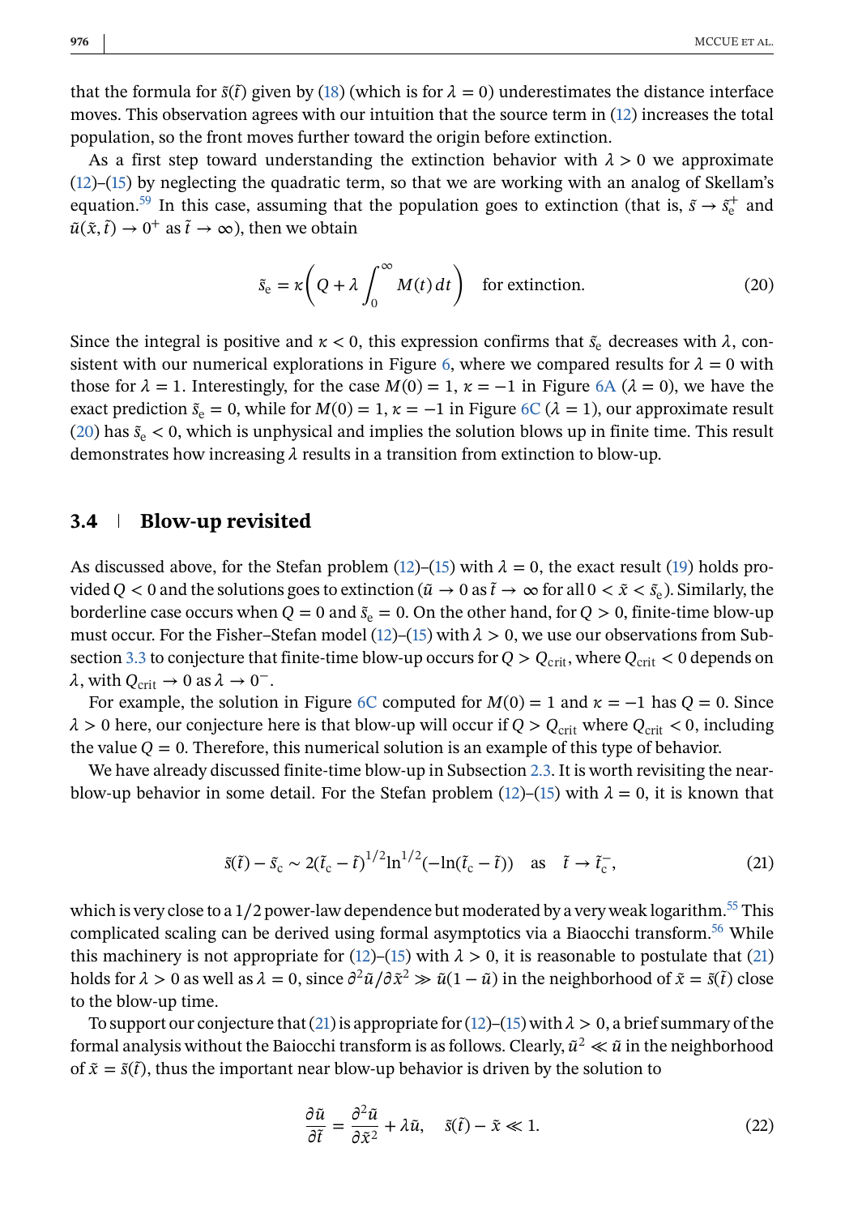that the formula for $\tilde{s}(\tilde{t})$ given by (18) (which is for $\lambda = 0$) underestimates the distance interface moves. This observation agrees with our intuition that the source term in (12) increases the total population, so the front moves further toward the origin before extinction.

As a first step toward understanding the extinction behavior with $\lambda > 0$ we approximate (12)–(15) by neglecting the quadratic term, so that we are working with an analog of Skellam's equation.[59] In this case, assuming that the population goes to extinction (that is, $\tilde{s} \to \tilde{s}_e^+$ and $\tilde{u}(\tilde{x}, \tilde{t}) \to 0^+$ as $\tilde{t} \to \infty$), then we obtain

$$\tilde{s}_e = \kappa\left(Q + \lambda \int_0^\infty M(t)\, dt\right) \quad \text{for extinction.} \tag{20}$$

Since the integral is positive and $\kappa < 0$, this expression confirms that $\tilde{s}_e$ decreases with $\lambda$, consistent with our numerical explorations in Figure 6, where we compared results for $\lambda = 0$ with those for $\lambda = 1$. Interestingly, for the case $M(0) = 1$, $\kappa = -1$ in Figure 6A ($\lambda = 0$), we have the exact prediction $\tilde{s}_e = 0$, while for $M(0) = 1$, $\kappa = -1$ in Figure 6C ($\lambda = 1$), our approximate result (20) has $\tilde{s}_e < 0$, which is unphysical and implies the solution blows up in finite time. This result demonstrates how increasing $\lambda$ results in a transition from extinction to blow-up.

## 3.4 Blow-up revisited

As discussed above, for the Stefan problem (12)–(15) with $\lambda = 0$, the exact result (19) holds provided $Q < 0$ and the solutions goes to extinction ($\tilde{u} \to 0$ as $\tilde{t} \to \infty$ for all $0 < \tilde{x} < \tilde{s}_e$). Similarly, the borderline case occurs when $Q = 0$ and $\tilde{s}_e = 0$. On the other hand, for $Q > 0$, finite-time blow-up must occur. For the Fisher–Stefan model (12)–(15) with $\lambda > 0$, we use our observations from Subsection 3.3 to conjecture that finite-time blow-up occurs for $Q > Q_{\text{crit}}$, where $Q_{\text{crit}} < 0$ depends on $\lambda$, with $Q_{\text{crit}} \to 0$ as $\lambda \to 0^-$.

For example, the solution in Figure 6C computed for $M(0) = 1$ and $\kappa = -1$ has $Q = 0$. Since $\lambda > 0$ here, our conjecture here is that blow-up will occur if $Q > Q_{\text{crit}}$ where $Q_{\text{crit}} < 0$, including the value $Q = 0$. Therefore, this numerical solution is an example of this type of behavior.

We have already discussed finite-time blow-up in Subsection 2.3. It is worth revisiting the near-blow-up behavior in some detail. For the Stefan problem (12)–(15) with $\lambda = 0$, it is known that

$$\tilde{s}(\tilde{t}) - \tilde{s}_c \sim 2(\tilde{t}_c - \tilde{t})^{1/2} \ln^{1/2}(-\ln(\tilde{t}_c - \tilde{t})) \quad \text{as} \quad \tilde{t} \to \tilde{t}_c^-, \tag{21}$$

which is very close to a 1/2 power-law dependence but moderated by a very weak logarithm.[55] This complicated scaling can be derived using formal asymptotics via a Biaocchi transform.[56] While this machinery is not appropriate for (12)–(15) with $\lambda > 0$, it is reasonable to postulate that (21) holds for $\lambda > 0$ as well as $\lambda = 0$, since $\partial^2 \tilde{u}/\partial \tilde{x}^2 \gg \tilde{u}(1 - \tilde{u})$ in the neighborhood of $\tilde{x} = \tilde{s}(\tilde{t})$ close to the blow-up time.

To support our conjecture that (21) is appropriate for (12)–(15) with $\lambda > 0$, a brief summary of the formal analysis without the Baiocchi transform is as follows. Clearly, $\tilde{u}^2 \ll \tilde{u}$ in the neighborhood of $\tilde{x} = \tilde{s}(\tilde{t})$, thus the important near blow-up behavior is driven by the solution to

$$\frac{\partial \tilde{u}}{\partial \tilde{t}} = \frac{\partial^2 \tilde{u}}{\partial \tilde{x}^2} + \lambda \tilde{u}, \quad \tilde{s}(\tilde{t}) - \tilde{x} \ll 1. \tag{22}$$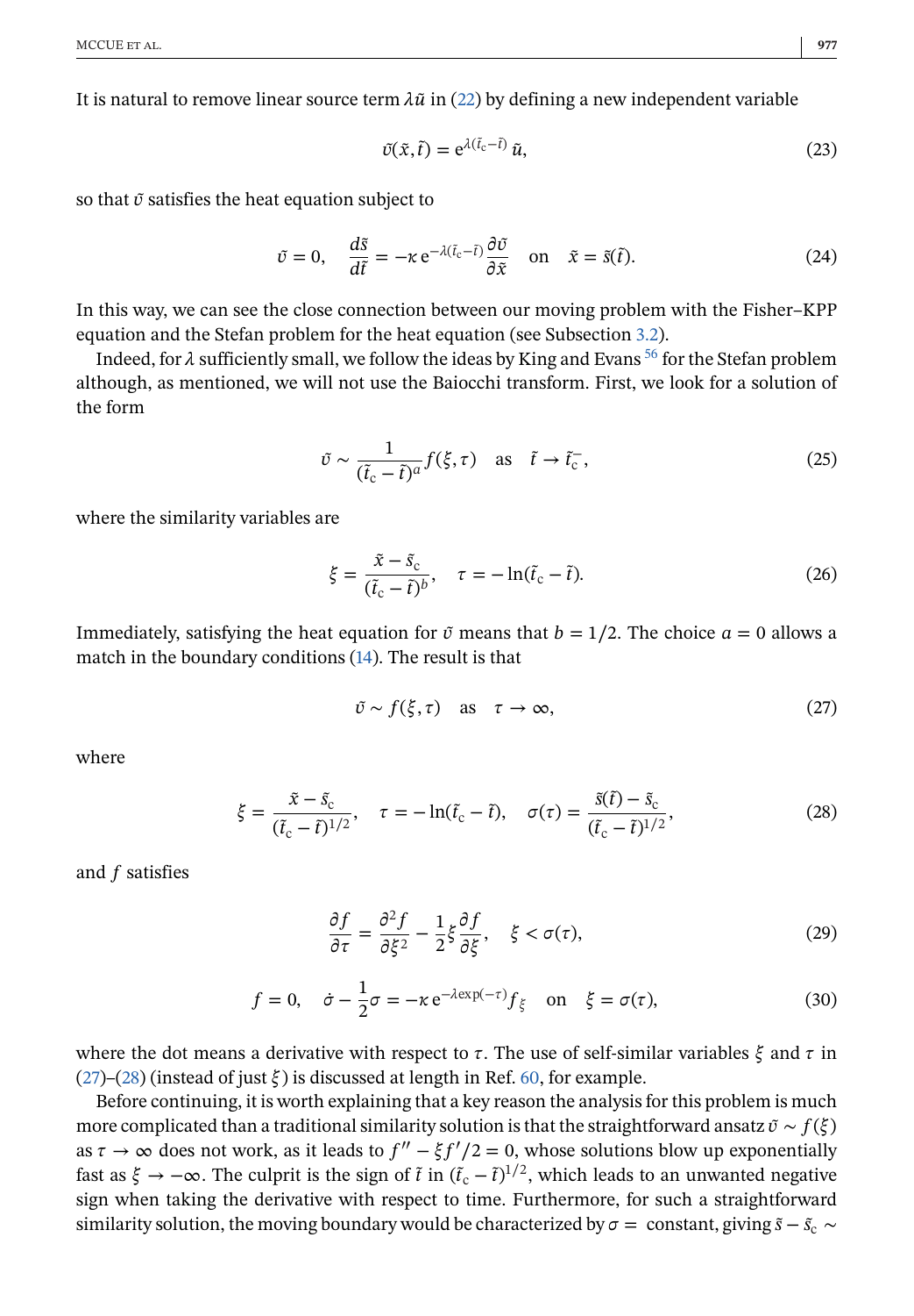It is natural to remove linear source term $\lambda\tilde{u}$ in (22) by defining a new independent variable

$$\tilde{v}(\tilde{x},\tilde{t}) = \mathrm{e}^{\lambda(\tilde{t}_{\mathrm{c}}-\tilde{t})}\,\tilde{u}, \tag{23}$$

so that $\tilde{v}$ satisfies the heat equation subject to

$$\tilde{v} = 0, \quad \frac{d\tilde{s}}{d\tilde{t}} = -\kappa\,\mathrm{e}^{-\lambda(\tilde{t}_{\mathrm{c}}-\tilde{t})}\frac{\partial\tilde{v}}{\partial\tilde{x}} \quad \text{on} \quad \tilde{x} = \tilde{s}(\tilde{t}). \tag{24}$$

In this way, we can see the close connection between our moving problem with the Fisher–KPP equation and the Stefan problem for the heat equation (see Subsection 3.2).

Indeed, for $\lambda$ sufficiently small, we follow the ideas by King and Evans [56] for the Stefan problem although, as mentioned, we will not use the Baiocchi transform. First, we look for a solution of the form

$$\tilde{v} \sim \frac{1}{(\tilde{t}_{\mathrm{c}}-\tilde{t})^{a}} f(\xi,\tau) \quad \text{as} \quad \tilde{t}\to\tilde{t}_{\mathrm{c}}^{-}, \tag{25}$$

where the similarity variables are

$$\xi = \frac{\tilde{x}-\tilde{s}_{\mathrm{c}}}{(\tilde{t}_{\mathrm{c}}-\tilde{t})^{b}}, \quad \tau = -\ln(\tilde{t}_{\mathrm{c}}-\tilde{t}). \tag{26}$$

Immediately, satisfying the heat equation for $\tilde{v}$ means that $b = 1/2$. The choice $a = 0$ allows a match in the boundary conditions (14). The result is that

$$\tilde{v} \sim f(\xi,\tau) \quad \text{as} \quad \tau\to\infty, \tag{27}$$

where

$$\xi = \frac{\tilde{x}-\tilde{s}_{\mathrm{c}}}{(\tilde{t}_{\mathrm{c}}-\tilde{t})^{1/2}}, \quad \tau = -\ln(\tilde{t}_{\mathrm{c}}-\tilde{t}), \quad \sigma(\tau) = \frac{\tilde{s}(\tilde{t})-\tilde{s}_{\mathrm{c}}}{(\tilde{t}_{\mathrm{c}}-\tilde{t})^{1/2}}, \tag{28}$$

and $f$ satisfies

$$\frac{\partial f}{\partial\tau} = \frac{\partial^2 f}{\partial\xi^2} - \frac{1}{2}\xi\frac{\partial f}{\partial\xi}, \quad \xi < \sigma(\tau), \tag{29}$$

$$f = 0, \quad \dot{\sigma} - \frac{1}{2}\sigma = -\kappa\,\mathrm{e}^{-\lambda\exp(-\tau)} f_{\xi} \quad \text{on} \quad \xi = \sigma(\tau), \tag{30}$$

where the dot means a derivative with respect to $\tau$. The use of self-similar variables $\xi$ and $\tau$ in (27)–(28) (instead of just $\xi$) is discussed at length in Ref. 60, for example.

Before continuing, it is worth explaining that a key reason the analysis for this problem is much more complicated than a traditional similarity solution is that the straightforward ansatz $\tilde{v} \sim f(\xi)$ as $\tau\to\infty$ does not work, as it leads to $f'' - \xi f'/2 = 0$, whose solutions blow up exponentially fast as $\xi\to-\infty$. The culprit is the sign of $\tilde{t}$ in $(\tilde{t}_{\mathrm{c}}-\tilde{t})^{1/2}$, which leads to an unwanted negative sign when taking the derivative with respect to time. Furthermore, for such a straightforward similarity solution, the moving boundary would be characterized by $\sigma =$ constant, giving $\tilde{s}-\tilde{s}_{\mathrm{c}} \sim$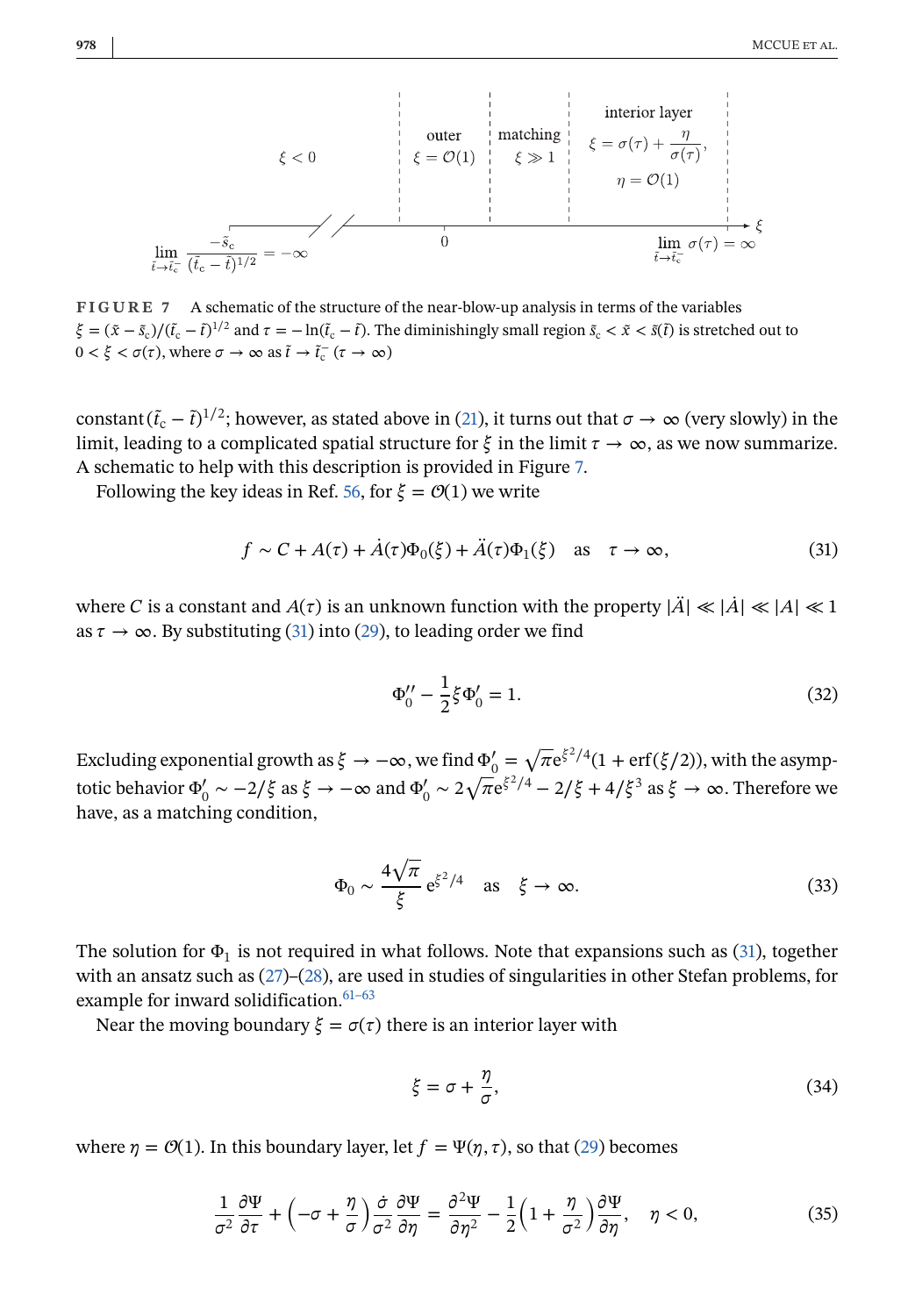**FIGURE 7** A schematic of the structure of the near-blow-up analysis in terms of the variables $\xi = (\tilde{x} - \tilde{s}_c)/(\tilde{t}_c - \tilde{t})^{1/2}$ and $\tau = -\ln(\tilde{t}_c - \tilde{t})$. The diminishingly small region $\tilde{s}_c < \tilde{x} < \tilde{s}(\tilde{t})$ is stretched out to $0 < \xi < \sigma(\tau)$, where $\sigma \to \infty$ as $\tilde{t} \to \tilde{t}_c^-$ ($\tau \to \infty$)

constant $(\tilde{t}_c - \tilde{t})^{1/2}$; however, as stated above in (21), it turns out that $\sigma \to \infty$ (very slowly) in the limit, leading to a complicated spatial structure for $\xi$ in the limit $\tau \to \infty$, as we now summarize. A schematic to help with this description is provided in Figure 7.

Following the key ideas in Ref. 56, for $\xi = \mathcal{O}(1)$ we write

$$f \sim C + A(\tau) + \dot{A}(\tau)\Phi_0(\xi) + \ddot{A}(\tau)\Phi_1(\xi) \quad \text{as} \quad \tau \to \infty, \tag{31}$$

where $C$ is a constant and $A(\tau)$ is an unknown function with the property $|\ddot{A}| \ll |\dot{A}| \ll |A| \ll 1$ as $\tau \to \infty$. By substituting (31) into (29), to leading order we find

$$\Phi_0'' - \frac{1}{2}\xi\Phi_0' = 1. \tag{32}$$

Excluding exponential growth as $\xi \to -\infty$, we find $\Phi_0' = \sqrt{\pi}\mathrm{e}^{\xi^2/4}(1 + \mathrm{erf}(\xi/2))$, with the asymptotic behavior $\Phi_0' \sim -2/\xi$ as $\xi \to -\infty$ and $\Phi_0' \sim 2\sqrt{\pi}\mathrm{e}^{\xi^2/4} - 2/\xi + 4/\xi^3$ as $\xi \to \infty$. Therefore we have, as a matching condition,

$$\Phi_0 \sim \frac{4\sqrt{\pi}}{\xi}\,\mathrm{e}^{\xi^2/4} \quad \text{as} \quad \xi \to \infty. \tag{33}$$

The solution for $\Phi_1$ is not required in what follows. Note that expansions such as (31), together with an ansatz such as (27)–(28), are used in studies of singularities in other Stefan problems, for example for inward solidification.[61–63]

Near the moving boundary $\xi = \sigma(\tau)$ there is an interior layer with

$$\xi = \sigma + \frac{\eta}{\sigma}, \tag{34}$$

where $\eta = \mathcal{O}(1)$. In this boundary layer, let $f = \Psi(\eta, \tau)$, so that (29) becomes

$$\frac{1}{\sigma^2}\frac{\partial \Psi}{\partial \tau} + \left(-\sigma + \frac{\eta}{\sigma}\right)\frac{\dot{\sigma}}{\sigma^2}\frac{\partial \Psi}{\partial \eta} = \frac{\partial^2 \Psi}{\partial \eta^2} - \frac{1}{2}\left(1 + \frac{\eta}{\sigma^2}\right)\frac{\partial \Psi}{\partial \eta}, \quad \eta < 0, \tag{35}$$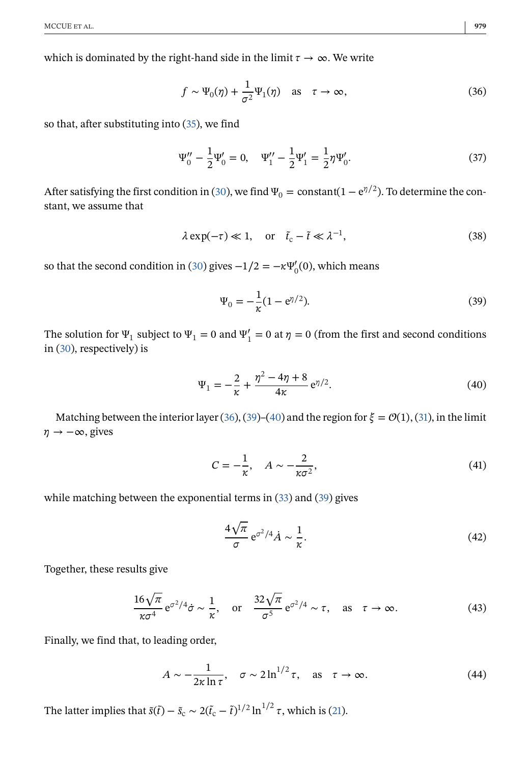which is dominated by the right-hand side in the limit $\tau \to \infty$. We write

$$f \sim \Psi_0(\eta) + \frac{1}{\sigma^2}\Psi_1(\eta) \quad \text{as} \quad \tau \to \infty, \tag{36}$$

so that, after substituting into (35), we find

$$\Psi_0'' - \frac{1}{2}\Psi_0' = 0, \quad \Psi_1'' - \frac{1}{2}\Psi_1' = \frac{1}{2}\eta\Psi_0'. \tag{37}$$

After satisfying the first condition in (30), we find $\Psi_0 = \text{constant}(1 - \mathrm{e}^{\eta/2})$. To determine the constant, we assume that

$$\lambda \exp(-\tau) \ll 1, \quad \text{or} \quad \tilde{t}_\mathrm{c} - \tilde{t} \ll \lambda^{-1}, \tag{38}$$

so that the second condition in (30) gives $-1/2 = -\kappa\Psi_0'(0)$, which means

$$\Psi_0 = -\frac{1}{\kappa}(1 - \mathrm{e}^{\eta/2}). \tag{39}$$

The solution for $\Psi_1$ subject to $\Psi_1 = 0$ and $\Psi_1' = 0$ at $\eta = 0$ (from the first and second conditions in (30), respectively) is

$$\Psi_1 = -\frac{2}{\kappa} + \frac{\eta^2 - 4\eta + 8}{4\kappa}\,\mathrm{e}^{\eta/2}. \tag{40}$$

Matching between the interior layer (36), (39)–(40) and the region for $\xi = \mathcal{O}(1)$, (31), in the limit $\eta \to -\infty$, gives

$$C = -\frac{1}{\kappa}, \quad A \sim -\frac{2}{\kappa\sigma^2}, \tag{41}$$

while matching between the exponential terms in (33) and (39) gives

$$\frac{4\sqrt{\pi}}{\sigma}\,\mathrm{e}^{\sigma^2/4}\dot{A} \sim \frac{1}{\kappa}. \tag{42}$$

Together, these results give

$$\frac{16\sqrt{\pi}}{\kappa\sigma^4}\,\mathrm{e}^{\sigma^2/4}\dot{\sigma} \sim \frac{1}{\kappa}, \quad \text{or} \quad \frac{32\sqrt{\pi}}{\sigma^5}\,\mathrm{e}^{\sigma^2/4} \sim \tau, \quad \text{as} \quad \tau \to \infty. \tag{43}$$

Finally, we find that, to leading order,

$$A \sim -\frac{1}{2\kappa \ln \tau}, \quad \sigma \sim 2\ln^{1/2}\tau, \quad \text{as} \quad \tau \to \infty. \tag{44}$$

The latter implies that $\tilde{s}(\tilde{t}) - \tilde{s}_\mathrm{c} \sim 2(\tilde{t}_\mathrm{c} - \tilde{t})^{1/2}\ln^{1/2}\tau$, which is (21).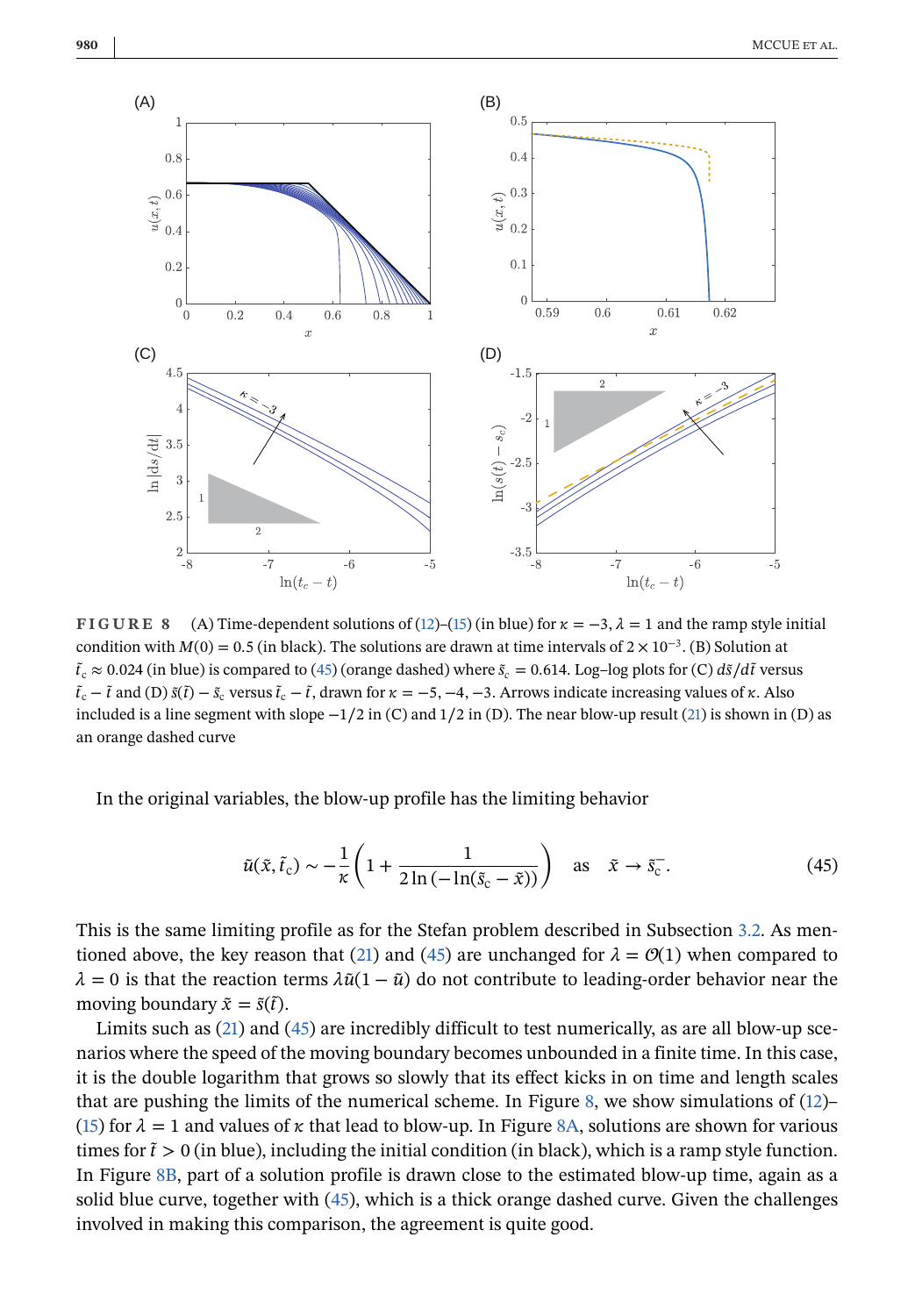**FIGURE 8** (A) Time-dependent solutions of (12)–(15) (in blue) for $\kappa = -3$, $\lambda = 1$ and the ramp style initial condition with $M(0) = 0.5$ (in black). The solutions are drawn at time intervals of $2 \times 10^{-3}$. (B) Solution at $\tilde{t}_c \approx 0.024$ (in blue) is compared to (45) (orange dashed) where $\tilde{s}_c = 0.614$. Log–log plots for (C) $d\tilde{s}/d\tilde{t}$ versus $\tilde{t}_c - \tilde{t}$ and (D) $\tilde{s}(\tilde{t}) - \tilde{s}_c$ versus $\tilde{t}_c - \tilde{t}$, drawn for $\kappa = -5, -4, -3$. Arrows indicate increasing values of $\kappa$. Also included is a line segment with slope $-1/2$ in (C) and $1/2$ in (D). The near blow-up result (21) is shown in (D) as an orange dashed curve

In the original variables, the blow-up profile has the limiting behavior

$$\tilde{u}(\tilde{x}, \tilde{t}_c) \sim -\frac{1}{\kappa}\left(1 + \frac{1}{2\ln\left(-\ln(\tilde{s}_c - \tilde{x})\right)}\right) \quad \text{as} \quad \tilde{x} \to \tilde{s}_c^-. \tag{45}$$

This is the same limiting profile as for the Stefan problem described in Subsection 3.2. As mentioned above, the key reason that (21) and (45) are unchanged for $\lambda = \mathcal{O}(1)$ when compared to $\lambda = 0$ is that the reaction terms $\lambda\tilde{u}(1 - \tilde{u})$ do not contribute to leading-order behavior near the moving boundary $\tilde{x} = \tilde{s}(\tilde{t})$.

Limits such as (21) and (45) are incredibly difficult to test numerically, as are all blow-up scenarios where the speed of the moving boundary becomes unbounded in a finite time. In this case, it is the double logarithm that grows so slowly that its effect kicks in on time and length scales that are pushing the limits of the numerical scheme. In Figure 8, we show simulations of (12)–(15) for $\lambda = 1$ and values of $\kappa$ that lead to blow-up. In Figure 8A, solutions are shown for various times for $\tilde{t} > 0$ (in blue), including the initial condition (in black), which is a ramp style function. In Figure 8B, part of a solution profile is drawn close to the estimated blow-up time, again as a solid blue curve, together with (45), which is a thick orange dashed curve. Given the challenges involved in making this comparison, the agreement is quite good.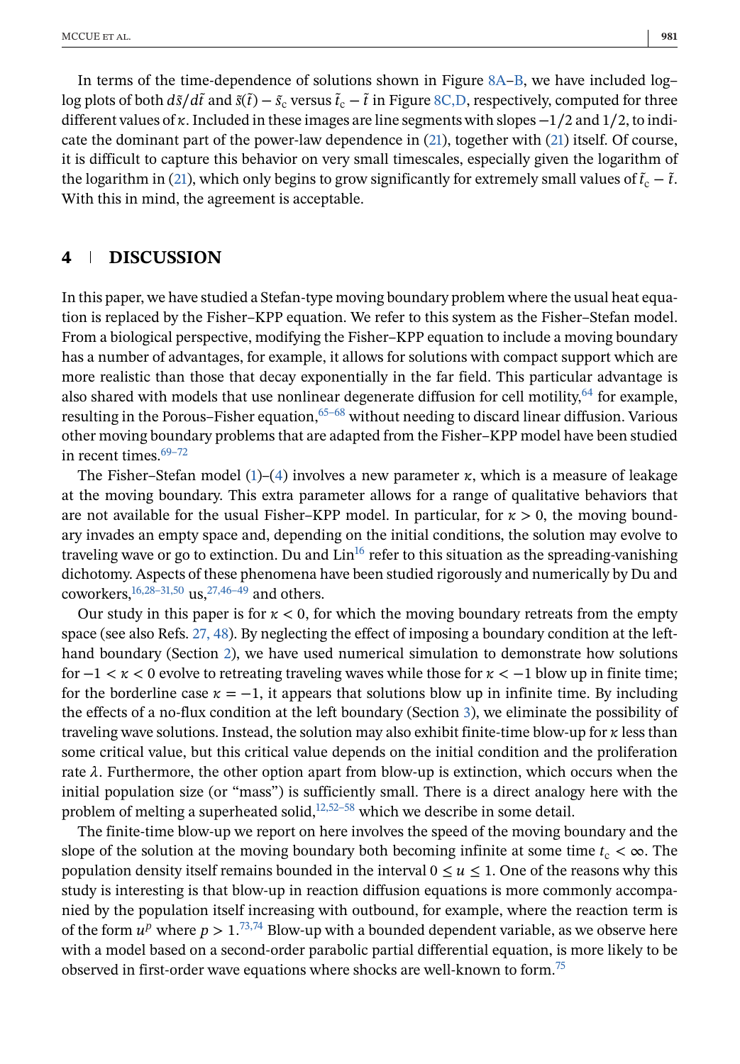In terms of the time-dependence of solutions shown in Figure 8A–B, we have included log–log plots of both $d\tilde{s}/d\tilde{t}$ and $\tilde{s}(\tilde{t}) - \tilde{s}_c$ versus $\tilde{t}_c - \tilde{t}$ in Figure 8C,D, respectively, computed for three different values of $\varkappa$. Included in these images are line segments with slopes $-1/2$ and $1/2$, to indicate the dominant part of the power-law dependence in (21), together with (21) itself. Of course, it is difficult to capture this behavior on very small timescales, especially given the logarithm of the logarithm in (21), which only begins to grow significantly for extremely small values of $\tilde{t}_c - \tilde{t}$. With this in mind, the agreement is acceptable.

## 4 DISCUSSION

In this paper, we have studied a Stefan-type moving boundary problem where the usual heat equation is replaced by the Fisher–KPP equation. We refer to this system as the Fisher–Stefan model. From a biological perspective, modifying the Fisher–KPP equation to include a moving boundary has a number of advantages, for example, it allows for solutions with compact support which are more realistic than those that decay exponentially in the far field. This particular advantage is also shared with models that use nonlinear degenerate diffusion for cell motility,[64] for example, resulting in the Porous–Fisher equation,[65–68] without needing to discard linear diffusion. Various other moving boundary problems that are adapted from the Fisher–KPP model have been studied in recent times.[69–72]

The Fisher–Stefan model (1)–(4) involves a new parameter $\varkappa$, which is a measure of leakage at the moving boundary. This extra parameter allows for a range of qualitative behaviors that are not available for the usual Fisher–KPP model. In particular, for $\varkappa > 0$, the moving boundary invades an empty space and, depending on the initial conditions, the solution may evolve to traveling wave or go to extinction. Du and Lin[16] refer to this situation as the spreading-vanishing dichotomy. Aspects of these phenomena have been studied rigorously and numerically by Du and coworkers,[16,28–31,50] us,[27,46–49] and others.

Our study in this paper is for $\varkappa < 0$, for which the moving boundary retreats from the empty space (see also Refs. 27, 48). By neglecting the effect of imposing a boundary condition at the left-hand boundary (Section 2), we have used numerical simulation to demonstrate how solutions for $-1 < \varkappa < 0$ evolve to retreating traveling waves while those for $\varkappa < -1$ blow up in finite time; for the borderline case $\varkappa = -1$, it appears that solutions blow up in infinite time. By including the effects of a no-flux condition at the left boundary (Section 3), we eliminate the possibility of traveling wave solutions. Instead, the solution may also exhibit finite-time blow-up for $\varkappa$ less than some critical value, but this critical value depends on the initial condition and the proliferation rate $\lambda$. Furthermore, the other option apart from blow-up is extinction, which occurs when the initial population size (or "mass") is sufficiently small. There is a direct analogy here with the problem of melting a superheated solid,[12,52–58] which we describe in some detail.

The finite-time blow-up we report on here involves the speed of the moving boundary and the slope of the solution at the moving boundary both becoming infinite at some time $t_c < \infty$. The population density itself remains bounded in the interval $0 \leq u \leq 1$. One of the reasons why this study is interesting is that blow-up in reaction diffusion equations is more commonly accompanied by the population itself increasing with outbound, for example, where the reaction term is of the form $u^p$ where $p > 1$.[73,74] Blow-up with a bounded dependent variable, as we observe here with a model based on a second-order parabolic partial differential equation, is more likely to be observed in first-order wave equations where shocks are well-known to form.[75]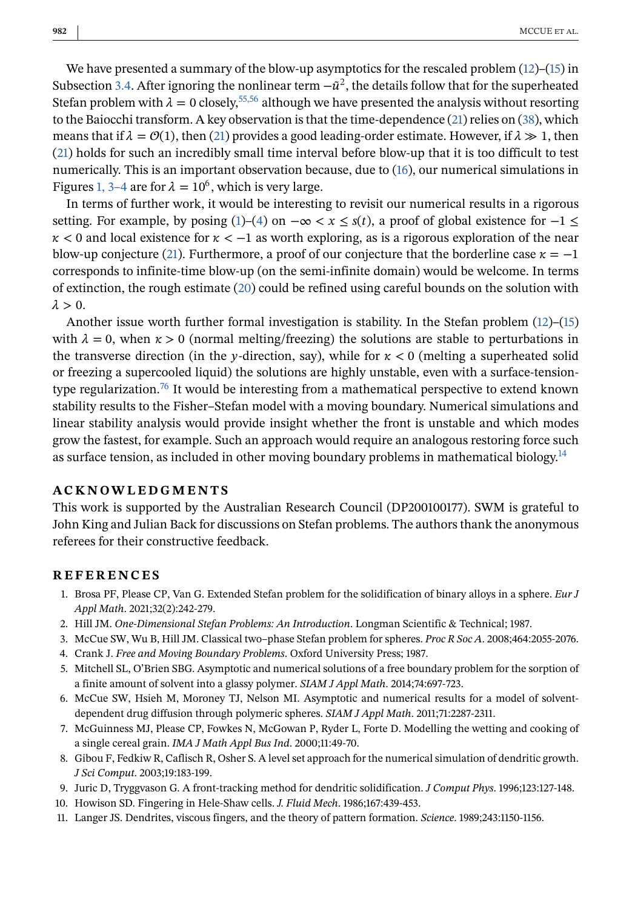We have presented a summary of the blow-up asymptotics for the rescaled problem (12)–(15) in Subsection 3.4. After ignoring the nonlinear term $-\tilde{u}^2$, the details follow that for the superheated Stefan problem with $\lambda = 0$ closely,[55,56] although we have presented the analysis without resorting to the Baiocchi transform. A key observation is that the time-dependence (21) relies on (38), which means that if $\lambda = \mathcal{O}(1)$, then (21) provides a good leading-order estimate. However, if $\lambda \gg 1$, then (21) holds for such an incredibly small time interval before blow-up that it is too difficult to test numerically. This is an important observation because, due to (16), our numerical simulations in Figures 1, 3–4 are for $\lambda = 10^6$, which is very large.

In terms of further work, it would be interesting to revisit our numerical results in a rigorous setting. For example, by posing (1)–(4) on $-\infty < x \leq s(t)$, a proof of global existence for $-1 \leq \kappa < 0$ and local existence for $\kappa < -1$ as worth exploring, as is a rigorous exploration of the near blow-up conjecture (21). Furthermore, a proof of our conjecture that the borderline case $\kappa = -1$ corresponds to infinite-time blow-up (on the semi-infinite domain) would be welcome. In terms of extinction, the rough estimate (20) could be refined using careful bounds on the solution with $\lambda > 0$.

Another issue worth further formal investigation is stability. In the Stefan problem (12)–(15) with $\lambda = 0$, when $\kappa > 0$ (normal melting/freezing) the solutions are stable to perturbations in the transverse direction (in the $y$-direction, say), while for $\kappa < 0$ (melting a superheated solid or freezing a supercooled liquid) the solutions are highly unstable, even with a surface-tension-type regularization.[76] It would be interesting from a mathematical perspective to extend known stability results to the Fisher–Stefan model with a moving boundary. Numerical simulations and linear stability analysis would provide insight whether the front is unstable and which modes grow the fastest, for example. Such an approach would require an analogous restoring force such as surface tension, as included in other moving boundary problems in mathematical biology.[14]

## ACKNOWLEDGMENTS

This work is supported by the Australian Research Council (DP200100177). SWM is grateful to John King and Julian Back for discussions on Stefan problems. The authors thank the anonymous referees for their constructive feedback.

## REFERENCES

1. Brosa PF, Please CP, Van G. Extended Stefan problem for the solidification of binary alloys in a sphere. *Eur J Appl Math*. 2021;32(2):242-279.
2. Hill JM. *One-Dimensional Stefan Problems: An Introduction*. Longman Scientific & Technical; 1987.
3. McCue SW, Wu B, Hill JM. Classical two–phase Stefan problem for spheres. *Proc R Soc A*. 2008;464:2055-2076.
4. Crank J. *Free and Moving Boundary Problems*. Oxford University Press; 1987.
5. Mitchell SL, O'Brien SBG. Asymptotic and numerical solutions of a free boundary problem for the sorption of a finite amount of solvent into a glassy polymer. *SIAM J Appl Math*. 2014;74:697-723.
6. McCue SW, Hsieh M, Moroney TJ, Nelson MI. Asymptotic and numerical results for a model of solvent-dependent drug diffusion through polymeric spheres. *SIAM J Appl Math*. 2011;71:2287-2311.
7. McGuinness MJ, Please CP, Fowkes N, McGowan P, Ryder L, Forte D. Modelling the wetting and cooking of a single cereal grain. *IMA J Math Appl Bus Ind*. 2000;11:49-70.
8. Gibou F, Fedkiw R, Caflisch R, Osher S. A level set approach for the numerical simulation of dendritic growth. *J Sci Comput*. 2003;19:183-199.
9. Juric D, Tryggvason G. A front-tracking method for dendritic solidification. *J Comput Phys*. 1996;123:127-148.
10. Howison SD. Fingering in Hele-Shaw cells. *J. Fluid Mech*. 1986;167:439-453.
11. Langer JS. Dendrites, viscous fingers, and the theory of pattern formation. *Science*. 1989;243:1150-1156.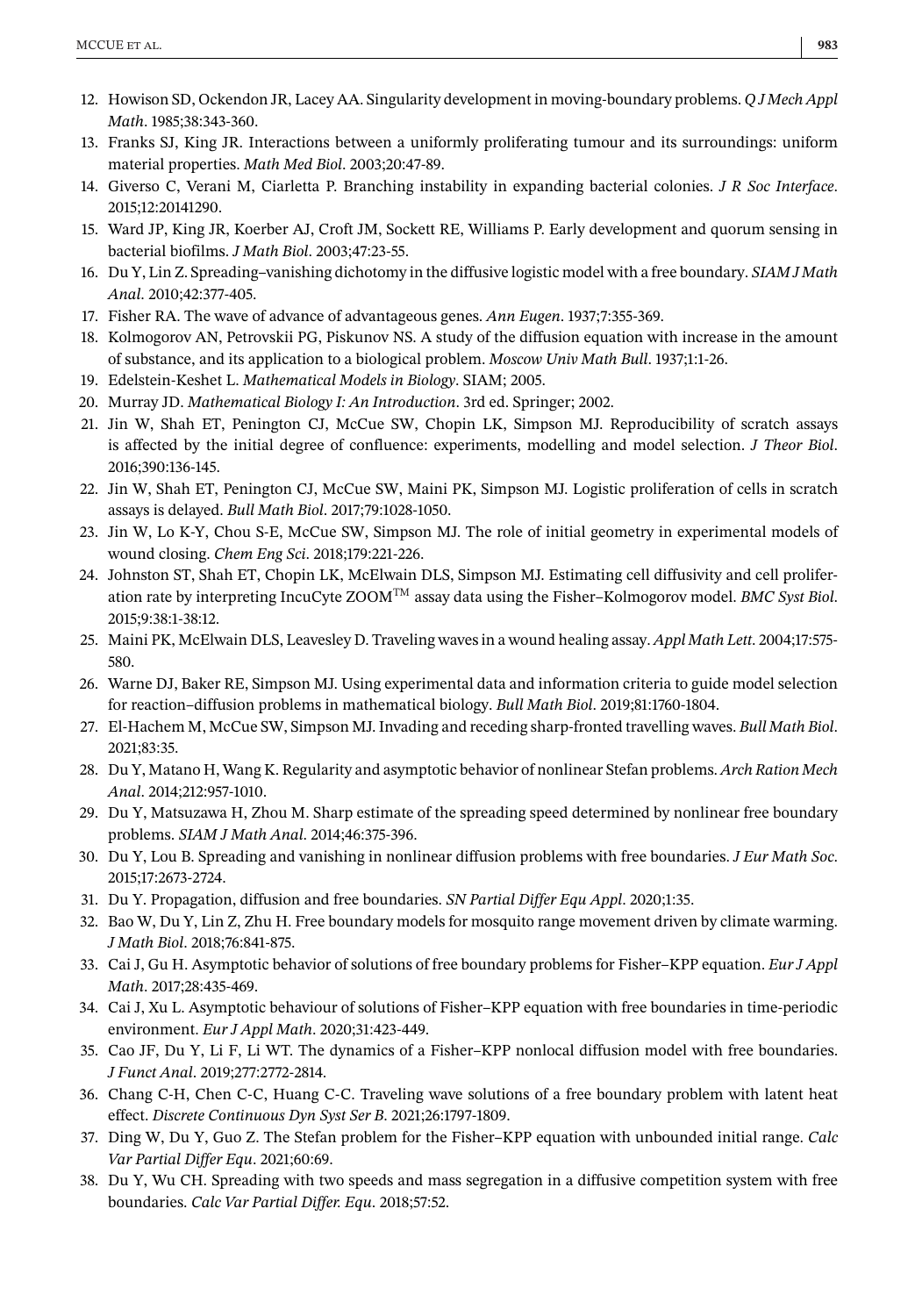12. Howison SD, Ockendon JR, Lacey AA. Singularity development in moving-boundary problems. *Q J Mech Appl Math*. 1985;38:343-360.
13. Franks SJ, King JR. Interactions between a uniformly proliferating tumour and its surroundings: uniform material properties. *Math Med Biol*. 2003;20:47-89.
14. Giverso C, Verani M, Ciarletta P. Branching instability in expanding bacterial colonies. *J R Soc Interface*. 2015;12:20141290.
15. Ward JP, King JR, Koerber AJ, Croft JM, Sockett RE, Williams P. Early development and quorum sensing in bacterial biofilms. *J Math Biol*. 2003;47:23-55.
16. Du Y, Lin Z. Spreading–vanishing dichotomy in the diffusive logistic model with a free boundary. *SIAM J Math Anal*. 2010;42:377-405.
17. Fisher RA. The wave of advance of advantageous genes. *Ann Eugen*. 1937;7:355-369.
18. Kolmogorov AN, Petrovskii PG, Piskunov NS. A study of the diffusion equation with increase in the amount of substance, and its application to a biological problem. *Moscow Univ Math Bull*. 1937;1:1-26.
19. Edelstein-Keshet L. *Mathematical Models in Biology*. SIAM; 2005.
20. Murray JD. *Mathematical Biology I: An Introduction*. 3rd ed. Springer; 2002.
21. Jin W, Shah ET, Penington CJ, McCue SW, Chopin LK, Simpson MJ. Reproducibility of scratch assays is affected by the initial degree of confluence: experiments, modelling and model selection. *J Theor Biol*. 2016;390:136-145.
22. Jin W, Shah ET, Penington CJ, McCue SW, Maini PK, Simpson MJ. Logistic proliferation of cells in scratch assays is delayed. *Bull Math Biol*. 2017;79:1028-1050.
23. Jin W, Lo K-Y, Chou S-E, McCue SW, Simpson MJ. The role of initial geometry in experimental models of wound closing. *Chem Eng Sci*. 2018;179:221-226.
24. Johnston ST, Shah ET, Chopin LK, McElwain DLS, Simpson MJ. Estimating cell diffusivity and cell proliferation rate by interpreting IncuCyte ZOOM™ assay data using the Fisher–Kolmogorov model. *BMC Syst Biol*. 2015;9:38:1-38:12.
25. Maini PK, McElwain DLS, Leavesley D. Traveling waves in a wound healing assay. *Appl Math Lett*. 2004;17:575-580.
26. Warne DJ, Baker RE, Simpson MJ. Using experimental data and information criteria to guide model selection for reaction–diffusion problems in mathematical biology. *Bull Math Biol*. 2019;81:1760-1804.
27. El-Hachem M, McCue SW, Simpson MJ. Invading and receding sharp-fronted travelling waves. *Bull Math Biol*. 2021;83:35.
28. Du Y, Matano H, Wang K. Regularity and asymptotic behavior of nonlinear Stefan problems. *Arch Ration Mech Anal*. 2014;212:957-1010.
29. Du Y, Matsuzawa H, Zhou M. Sharp estimate of the spreading speed determined by nonlinear free boundary problems. *SIAM J Math Anal*. 2014;46:375-396.
30. Du Y, Lou B. Spreading and vanishing in nonlinear diffusion problems with free boundaries. *J Eur Math Soc*. 2015;17:2673-2724.
31. Du Y. Propagation, diffusion and free boundaries. *SN Partial Differ Equ Appl*. 2020;1:35.
32. Bao W, Du Y, Lin Z, Zhu H. Free boundary models for mosquito range movement driven by climate warming. *J Math Biol*. 2018;76:841-875.
33. Cai J, Gu H. Asymptotic behavior of solutions of free boundary problems for Fisher–KPP equation. *Eur J Appl Math*. 2017;28:435-469.
34. Cai J, Xu L. Asymptotic behaviour of solutions of Fisher–KPP equation with free boundaries in time-periodic environment. *Eur J Appl Math*. 2020;31:423-449.
35. Cao JF, Du Y, Li F, Li WT. The dynamics of a Fisher–KPP nonlocal diffusion model with free boundaries. *J Funct Anal*. 2019;277:2772-2814.
36. Chang C-H, Chen C-C, Huang C-C. Traveling wave solutions of a free boundary problem with latent heat effect. *Discrete Continuous Dyn Syst Ser B*. 2021;26:1797-1809.
37. Ding W, Du Y, Guo Z. The Stefan problem for the Fisher–KPP equation with unbounded initial range. *Calc Var Partial Differ Equ*. 2021;60:69.
38. Du Y, Wu CH. Spreading with two speeds and mass segregation in a diffusive competition system with free boundaries. *Calc Var Partial Differ. Equ*. 2018;57:52.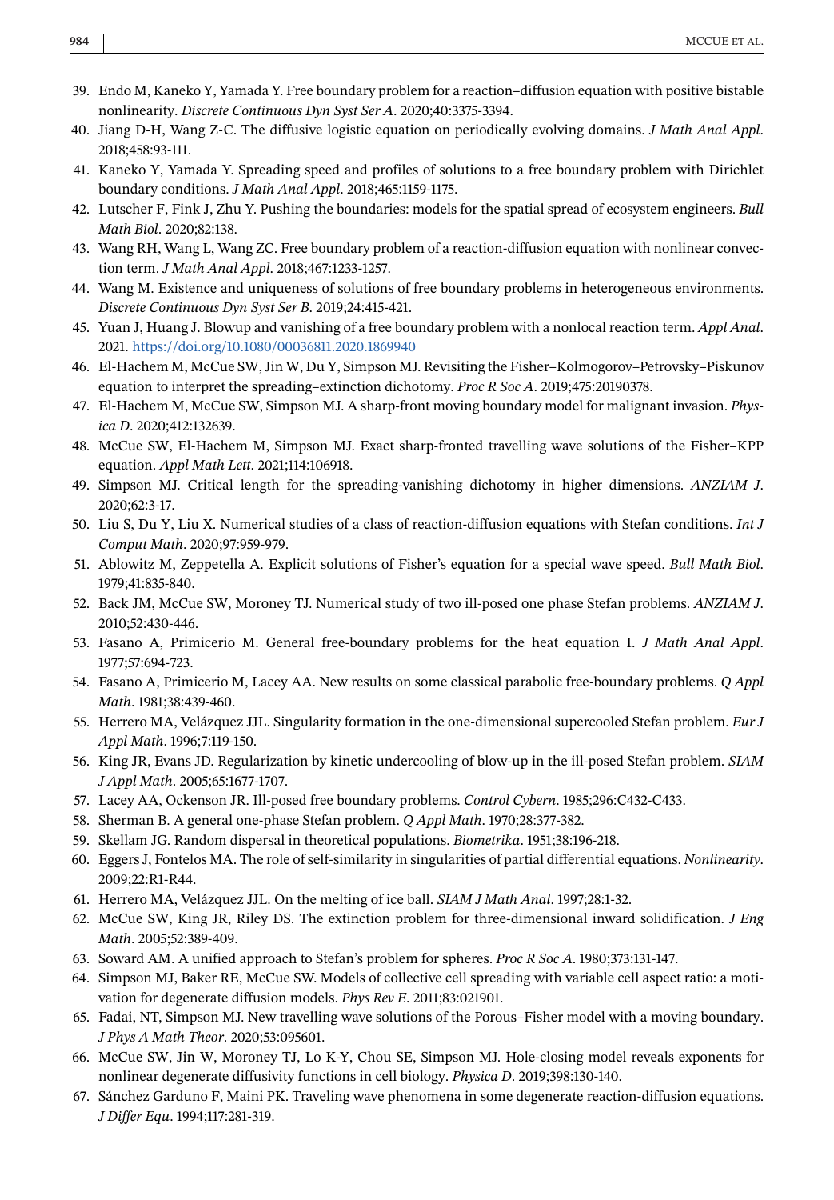39. Endo M, Kaneko Y, Yamada Y. Free boundary problem for a reaction–diffusion equation with positive bistable nonlinearity. *Discrete Continuous Dyn Syst Ser A*. 2020;40:3375-3394.
40. Jiang D-H, Wang Z-C. The diffusive logistic equation on periodically evolving domains. *J Math Anal Appl*. 2018;458:93-111.
41. Kaneko Y, Yamada Y. Spreading speed and profiles of solutions to a free boundary problem with Dirichlet boundary conditions. *J Math Anal Appl*. 2018;465:1159-1175.
42. Lutscher F, Fink J, Zhu Y. Pushing the boundaries: models for the spatial spread of ecosystem engineers. *Bull Math Biol*. 2020;82:138.
43. Wang RH, Wang L, Wang ZC. Free boundary problem of a reaction-diffusion equation with nonlinear convection term. *J Math Anal Appl*. 2018;467:1233-1257.
44. Wang M. Existence and uniqueness of solutions of free boundary problems in heterogeneous environments. *Discrete Continuous Dyn Syst Ser B*. 2019;24:415-421.
45. Yuan J, Huang J. Blowup and vanishing of a free boundary problem with a nonlocal reaction term. *Appl Anal*. 2021. https://doi.org/10.1080/00036811.2020.1869940
46. El-Hachem M, McCue SW, Jin W, Du Y, Simpson MJ. Revisiting the Fisher–Kolmogorov–Petrovsky–Piskunov equation to interpret the spreading–extinction dichotomy. *Proc R Soc A*. 2019;475:20190378.
47. El-Hachem M, McCue SW, Simpson MJ. A sharp-front moving boundary model for malignant invasion. *Physica D*. 2020;412:132639.
48. McCue SW, El-Hachem M, Simpson MJ. Exact sharp-fronted travelling wave solutions of the Fisher–KPP equation. *Appl Math Lett*. 2021;114:106918.
49. Simpson MJ. Critical length for the spreading-vanishing dichotomy in higher dimensions. *ANZIAM J*. 2020;62:3-17.
50. Liu S, Du Y, Liu X. Numerical studies of a class of reaction-diffusion equations with Stefan conditions. *Int J Comput Math*. 2020;97:959-979.
51. Ablowitz M, Zeppetella A. Explicit solutions of Fisher's equation for a special wave speed. *Bull Math Biol*. 1979;41:835-840.
52. Back JM, McCue SW, Moroney TJ. Numerical study of two ill-posed one phase Stefan problems. *ANZIAM J*. 2010;52:430-446.
53. Fasano A, Primicerio M. General free-boundary problems for the heat equation I. *J Math Anal Appl*. 1977;57:694-723.
54. Fasano A, Primicerio M, Lacey AA. New results on some classical parabolic free-boundary problems. *Q Appl Math*. 1981;38:439-460.
55. Herrero MA, Velázquez JJL. Singularity formation in the one-dimensional supercooled Stefan problem. *Eur J Appl Math*. 1996;7:119-150.
56. King JR, Evans JD. Regularization by kinetic undercooling of blow-up in the ill-posed Stefan problem. *SIAM J Appl Math*. 2005;65:1677-1707.
57. Lacey AA, Ockenson JR. Ill-posed free boundary problems. *Control Cybern*. 1985;296:C432-C433.
58. Sherman B. A general one-phase Stefan problem. *Q Appl Math*. 1970;28:377-382.
59. Skellam JG. Random dispersal in theoretical populations. *Biometrika*. 1951;38:196-218.
60. Eggers J, Fontelos MA. The role of self-similarity in singularities of partial differential equations. *Nonlinearity*. 2009;22:R1-R44.
61. Herrero MA, Velázquez JJL. On the melting of ice ball. *SIAM J Math Anal*. 1997;28:1-32.
62. McCue SW, King JR, Riley DS. The extinction problem for three-dimensional inward solidification. *J Eng Math*. 2005;52:389-409.
63. Soward AM. A unified approach to Stefan's problem for spheres. *Proc R Soc A*. 1980;373:131-147.
64. Simpson MJ, Baker RE, McCue SW. Models of collective cell spreading with variable cell aspect ratio: a motivation for degenerate diffusion models. *Phys Rev E*. 2011;83:021901.
65. Fadai, NT, Simpson MJ. New travelling wave solutions of the Porous–Fisher model with a moving boundary. *J Phys A Math Theor*. 2020;53:095601.
66. McCue SW, Jin W, Moroney TJ, Lo K-Y, Chou SE, Simpson MJ. Hole-closing model reveals exponents for nonlinear degenerate diffusivity functions in cell biology. *Physica D*. 2019;398:130-140.
67. Sánchez Garduno F, Maini PK. Traveling wave phenomena in some degenerate reaction-diffusion equations. *J Differ Equ*. 1994;117:281-319.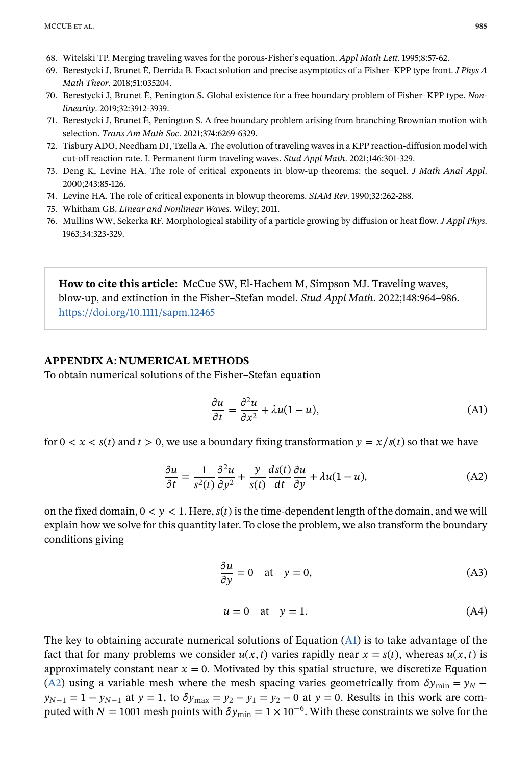68. Witelski TP. Merging traveling waves for the porous-Fisher's equation. *Appl Math Lett*. 1995;8:57-62.
69. Berestycki J, Brunet É, Derrida B. Exact solution and precise asymptotics of a Fisher–KPP type front. *J Phys A Math Theor*. 2018;51:035204.
70. Berestycki J, Brunet É, Penington S. Global existence for a free boundary problem of Fisher–KPP type. *Nonlinearity*. 2019;32:3912-3939.
71. Berestycki J, Brunet É, Penington S. A free boundary problem arising from branching Brownian motion with selection. *Trans Am Math Soc*. 2021;374:6269-6329.
72. Tisbury ADO, Needham DJ, Tzella A. The evolution of traveling waves in a KPP reaction-diffusion model with cut-off reaction rate. I. Permanent form traveling waves. *Stud Appl Math*. 2021;146:301-329.
73. Deng K, Levine HA. The role of critical exponents in blow-up theorems: the sequel. *J Math Anal Appl*. 2000;243:85-126.
74. Levine HA. The role of critical exponents in blowup theorems. *SIAM Rev*. 1990;32:262-288.
75. Whitham GB. *Linear and Nonlinear Waves*. Wiley; 2011.
76. Mullins WW, Sekerka RF. Morphological stability of a particle growing by diffusion or heat flow. *J Appl Phys*. 1963;34:323-329.

**How to cite this article:** McCue SW, El-Hachem M, Simpson MJ. Traveling waves, blow-up, and extinction in the Fisher–Stefan model. *Stud Appl Math*. 2022;148:964–986. https://doi.org/10.1111/sapm.12465

## APPENDIX A: NUMERICAL METHODS

To obtain numerical solutions of the Fisher–Stefan equation

$$\frac{\partial u}{\partial t} = \frac{\partial^2 u}{\partial x^2} + \lambda u(1-u), \tag{A1}$$

for $0 < x < s(t)$ and $t > 0$, we use a boundary fixing transformation $y = x/s(t)$ so that we have

$$\frac{\partial u}{\partial t} = \frac{1}{s^2(t)}\frac{\partial^2 u}{\partial y^2} + \frac{y}{s(t)}\frac{ds(t)}{dt}\frac{\partial u}{\partial y} + \lambda u(1-u), \tag{A2}$$

on the fixed domain, $0 < y < 1$. Here, $s(t)$ is the time-dependent length of the domain, and we will explain how we solve for this quantity later. To close the problem, we also transform the boundary conditions giving

$$\frac{\partial u}{\partial y} = 0 \quad \text{at} \quad y = 0, \tag{A3}$$

$$u = 0 \quad \text{at} \quad y = 1. \tag{A4}$$

The key to obtaining accurate numerical solutions of Equation (A1) is to take advantage of the fact that for many problems we consider $u(x,t)$ varies rapidly near $x = s(t)$, whereas $u(x,t)$ is approximately constant near $x = 0$. Motivated by this spatial structure, we discretize Equation (A2) using a variable mesh where the mesh spacing varies geometrically from $\delta y_{\min} = y_N - y_{N-1} = 1 - y_{N-1}$ at $y = 1$, to $\delta y_{\max} = y_2 - y_1 = y_2 - 0$ at $y = 0$. Results in this work are computed with $N = 1001$ mesh points with $\delta y_{\min} = 1 \times 10^{-6}$. With these constraints we solve for the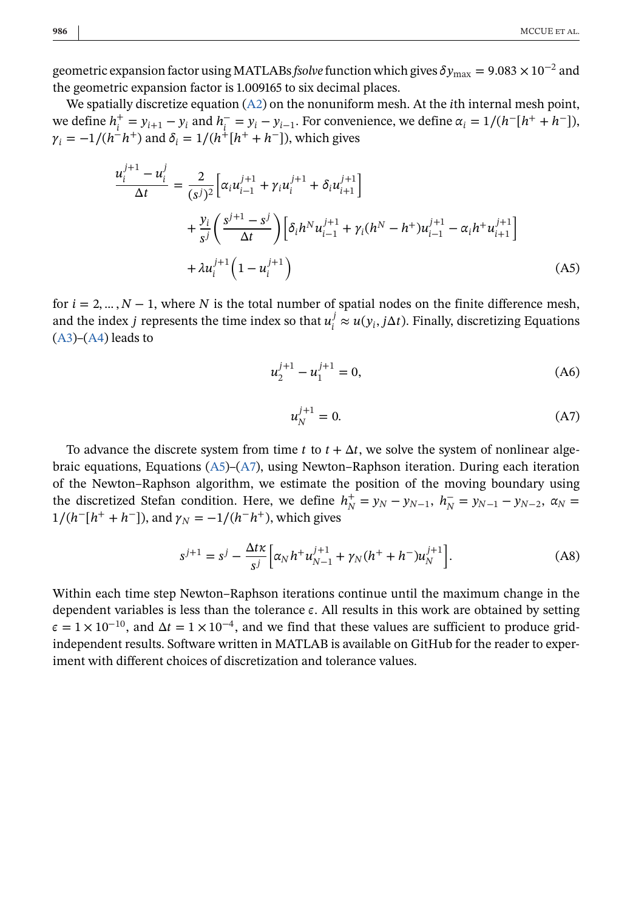geometric expansion factor using MATLABs *fsolve* function which gives $\delta y_{\max} = 9.083 \times 10^{-2}$ and the geometric expansion factor is 1.009165 to six decimal places.

We spatially discretize equation (A2) on the nonuniform mesh. At the $i$th internal mesh point, we define $h_i^+ = y_{i+1} - y_i$ and $h_i^- = y_i - y_{i-1}$. For convenience, we define $\alpha_i = 1/(h^-[h^+ + h^-])$, $\gamma_i = -1/(h^- h^+)$ and $\delta_i = 1/(h^+[h^+ + h^-])$, which gives

$$
\begin{aligned}
\frac{u_i^{j+1} - u_i^j}{\Delta t} = {} & \frac{2}{(s^j)^2}\left[\alpha_i u_{i-1}^{j+1} + \gamma_i u_i^{j+1} + \delta_i u_{i+1}^{j+1}\right] \\
& + \frac{y_i}{s^j}\left(\frac{s^{j+1} - s^j}{\Delta t}\right)\left[\delta_i h^N u_{i-1}^{j+1} + \gamma_i (h^N - h^+) u_{i-1}^{j+1} - \alpha_i h^+ u_{i+1}^{j+1}\right] \\
& + \lambda u_i^{j+1}\left(1 - u_i^{j+1}\right)
\end{aligned} \tag{A5}
$$

for $i = 2, \ldots, N-1$, where $N$ is the total number of spatial nodes on the finite difference mesh, and the index $j$ represents the time index so that $u_i^j \approx u(y_i, j\Delta t)$. Finally, discretizing Equations (A3)–(A4) leads to

$$
u_2^{j+1} - u_1^{j+1} = 0, \tag{A6}
$$

$$
u_N^{j+1} = 0. \tag{A7}
$$

To advance the discrete system from time $t$ to $t + \Delta t$, we solve the system of nonlinear algebraic equations, Equations (A5)–(A7), using Newton–Raphson iteration. During each iteration of the Newton–Raphson algorithm, we estimate the position of the moving boundary using the discretized Stefan condition. Here, we define $h_N^+ = y_N - y_{N-1}$, $h_N^- = y_{N-1} - y_{N-2}$, $\alpha_N = 1/(h^-[h^+ + h^-])$, and $\gamma_N = -1/(h^- h^+)$, which gives

$$
s^{j+1} = s^j - \frac{\Delta t \kappa}{s^j}\left[\alpha_N h^+ u_{N-1}^{j+1} + \gamma_N (h^+ + h^-) u_N^{j+1}\right]. \tag{A8}
$$

Within each time step Newton–Raphson iterations continue until the maximum change in the dependent variables is less than the tolerance $\epsilon$. All results in this work are obtained by setting $\epsilon = 1 \times 10^{-10}$, and $\Delta t = 1 \times 10^{-4}$, and we find that these values are sufficient to produce grid-independent results. Software written in MATLAB is available on GitHub for the reader to experiment with different choices of discretization and tolerance values.